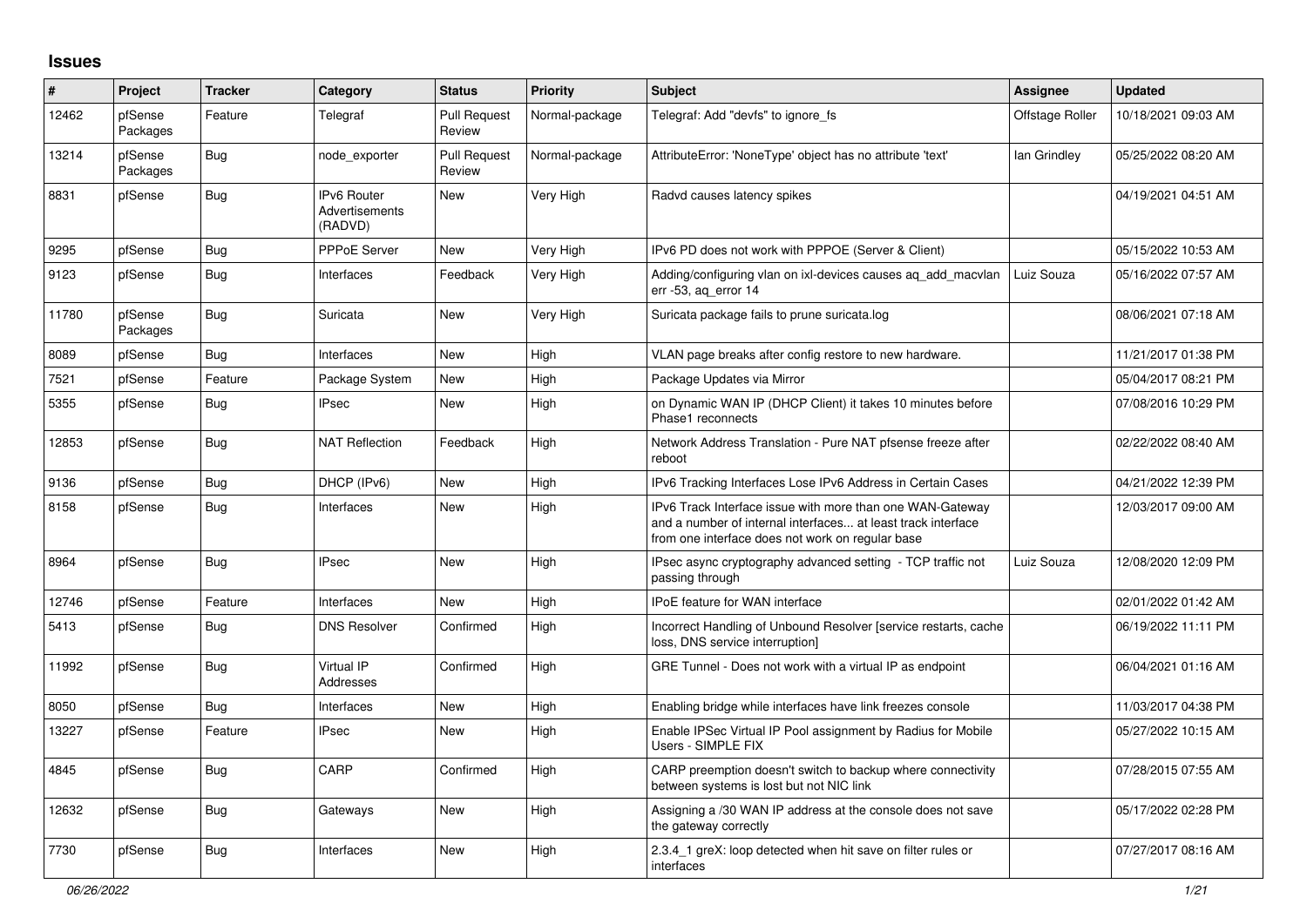# Issues

| # | Project | Tracker | Category | Status | Priority | Subject | Assignee | Updated |
|---|---|---|---|---|---|---|---|---|
| 12462 | pfSense Packages | Feature | Telegraf | Pull Request Review | Normal-package | Telegraf: Add "devfs" to ignore_fs | Offstage Roller | 10/18/2021 09:03 AM |
| 13214 | pfSense Packages | Bug | node_exporter | Pull Request Review | Normal-package | AttributeError: 'NoneType' object has no attribute 'text' | Ian Grindley | 05/25/2022 08:20 AM |
| 8831 | pfSense | Bug | IPv6 Router Advertisements (RADVD) | New | Very High | Radvd causes latency spikes | | 04/19/2021 04:51 AM |
| 9295 | pfSense | Bug | PPPoE Server | New | Very High | IPv6 PD does not work with PPPOE (Server & Client) | | 05/15/2022 10:53 AM |
| 9123 | pfSense | Bug | Interfaces | Feedback | Very High | Adding/configuring vlan on ixl-devices causes aq_add_macvlan err -53, aq_error 14 | Luiz Souza | 05/16/2022 07:57 AM |
| 11780 | pfSense Packages | Bug | Suricata | New | Very High | Suricata package fails to prune suricata.log | | 08/06/2021 07:18 AM |
| 8089 | pfSense | Bug | Interfaces | New | High | VLAN page breaks after config restore to new hardware. | | 11/21/2017 01:38 PM |
| 7521 | pfSense | Feature | Package System | New | High | Package Updates via Mirror | | 05/04/2017 08:21 PM |
| 5355 | pfSense | Bug | IPsec | New | High | on Dynamic WAN IP (DHCP Client) it takes 10 minutes before Phase1 reconnects | | 07/08/2016 10:29 PM |
| 12853 | pfSense | Bug | NAT Reflection | Feedback | High | Network Address Translation - Pure NAT pfsense freeze after reboot | | 02/22/2022 08:40 AM |
| 9136 | pfSense | Bug | DHCP (IPv6) | New | High | IPv6 Tracking Interfaces Lose IPv6 Address in Certain Cases | | 04/21/2022 12:39 PM |
| 8158 | pfSense | Bug | Interfaces | New | High | IPv6 Track Interface issue with more than one WAN-Gateway and a number of internal interfaces... at least track interface from one interface does not work on regular base | | 12/03/2017 09:00 AM |
| 8964 | pfSense | Bug | IPsec | New | High | IPsec async cryptography advanced setting - TCP traffic not passing through | Luiz Souza | 12/08/2020 12:09 PM |
| 12746 | pfSense | Feature | Interfaces | New | High | IPoE feature for WAN interface | | 02/01/2022 01:42 AM |
| 5413 | pfSense | Bug | DNS Resolver | Confirmed | High | Incorrect Handling of Unbound Resolver [service restarts, cache loss, DNS service interruption] | | 06/19/2022 11:11 PM |
| 11992 | pfSense | Bug | Virtual IP Addresses | Confirmed | High | GRE Tunnel - Does not work with a virtual IP as endpoint | | 06/04/2021 01:16 AM |
| 8050 | pfSense | Bug | Interfaces | New | High | Enabling bridge while interfaces have link freezes console | | 11/03/2017 04:38 PM |
| 13227 | pfSense | Feature | IPsec | New | High | Enable IPSec Virtual IP Pool assignment by Radius for Mobile Users - SIMPLE FIX | | 05/27/2022 10:15 AM |
| 4845 | pfSense | Bug | CARP | Confirmed | High | CARP preemption doesn't switch to backup where connectivity between systems is lost but not NIC link | | 07/28/2015 07:55 AM |
| 12632 | pfSense | Bug | Gateways | New | High | Assigning a /30 WAN IP address at the console does not save the gateway correctly | | 05/17/2022 02:28 PM |
| 7730 | pfSense | Bug | Interfaces | New | High | 2.3.4_1 greX: loop detected when hit save on filter rules or interfaces | | 07/27/2017 08:16 AM |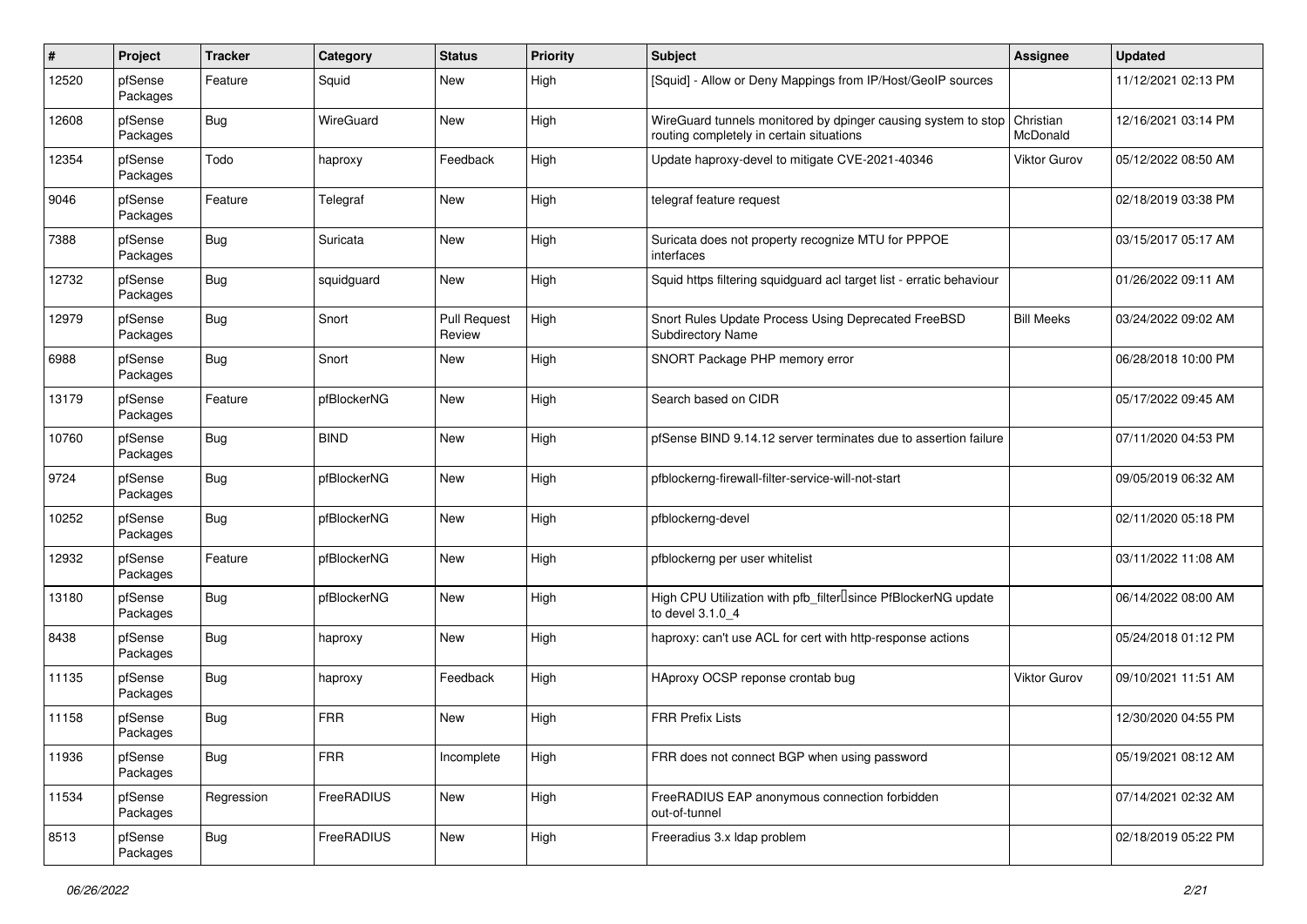| # | Project | Tracker | Category | Status | Priority | Subject | Assignee | Updated |
|---|---|---|---|---|---|---|---|---|
| 12520 | pfSense Packages | Feature | Squid | New | High | [Squid] - Allow or Deny Mappings from IP/Host/GeoIP sources | | 11/12/2021 02:13 PM |
| 12608 | pfSense Packages | Bug | WireGuard | New | High | WireGuard tunnels monitored by dpinger causing system to stop routing completely in certain situations | Christian McDonald | 12/16/2021 03:14 PM |
| 12354 | pfSense Packages | Todo | haproxy | Feedback | High | Update haproxy-devel to mitigate CVE-2021-40346 | Viktor Gurov | 05/12/2022 08:50 AM |
| 9046 | pfSense Packages | Feature | Telegraf | New | High | telegraf feature request | | 02/18/2019 03:38 PM |
| 7388 | pfSense Packages | Bug | Suricata | New | High | Suricata does not property recognize MTU for PPPOE interfaces | | 03/15/2017 05:17 AM |
| 12732 | pfSense Packages | Bug | squidguard | New | High | Squid https filtering squidguard acl target list - erratic behaviour | | 01/26/2022 09:11 AM |
| 12979 | pfSense Packages | Bug | Snort | Pull Request Review | High | Snort Rules Update Process Using Deprecated FreeBSD Subdirectory Name | Bill Meeks | 03/24/2022 09:02 AM |
| 6988 | pfSense Packages | Bug | Snort | New | High | SNORT Package PHP memory error | | 06/28/2018 10:00 PM |
| 13179 | pfSense Packages | Feature | pfBlockerNG | New | High | Search based on CIDR | | 05/17/2022 09:45 AM |
| 10760 | pfSense Packages | Bug | BIND | New | High | pfSense BIND 9.14.12 server terminates due to assertion failure | | 07/11/2020 04:53 PM |
| 9724 | pfSense Packages | Bug | pfBlockerNG | New | High | pfblockerng-firewall-filter-service-will-not-start | | 09/05/2019 06:32 AM |
| 10252 | pfSense Packages | Bug | pfBlockerNG | New | High | pfblockerng-devel | | 02/11/2020 05:18 PM |
| 12932 | pfSense Packages | Feature | pfBlockerNG | New | High | pfblockerng per user whitelist | | 03/11/2022 11:08 AM |
| 13180 | pfSense Packages | Bug | pfBlockerNG | New | High | High CPU Utilization with pfb_filter since PfBlockerNG update to devel 3.1.0_4 | | 06/14/2022 08:00 AM |
| 8438 | pfSense Packages | Bug | haproxy | New | High | haproxy: can't use ACL for cert with http-response actions | | 05/24/2018 01:12 PM |
| 11135 | pfSense Packages | Bug | haproxy | Feedback | High | HAproxy OCSP reponse crontab bug | Viktor Gurov | 09/10/2021 11:51 AM |
| 11158 | pfSense Packages | Bug | FRR | New | High | FRR Prefix Lists | | 12/30/2020 04:55 PM |
| 11936 | pfSense Packages | Bug | FRR | Incomplete | High | FRR does not connect BGP when using password | | 05/19/2021 08:12 AM |
| 11534 | pfSense Packages | Regression | FreeRADIUS | New | High | FreeRADIUS EAP anonymous connection forbidden out-of-tunnel | | 07/14/2021 02:32 AM |
| 8513 | pfSense Packages | Bug | FreeRADIUS | New | High | Freeradius 3.x ldap problem | | 02/18/2019 05:22 PM |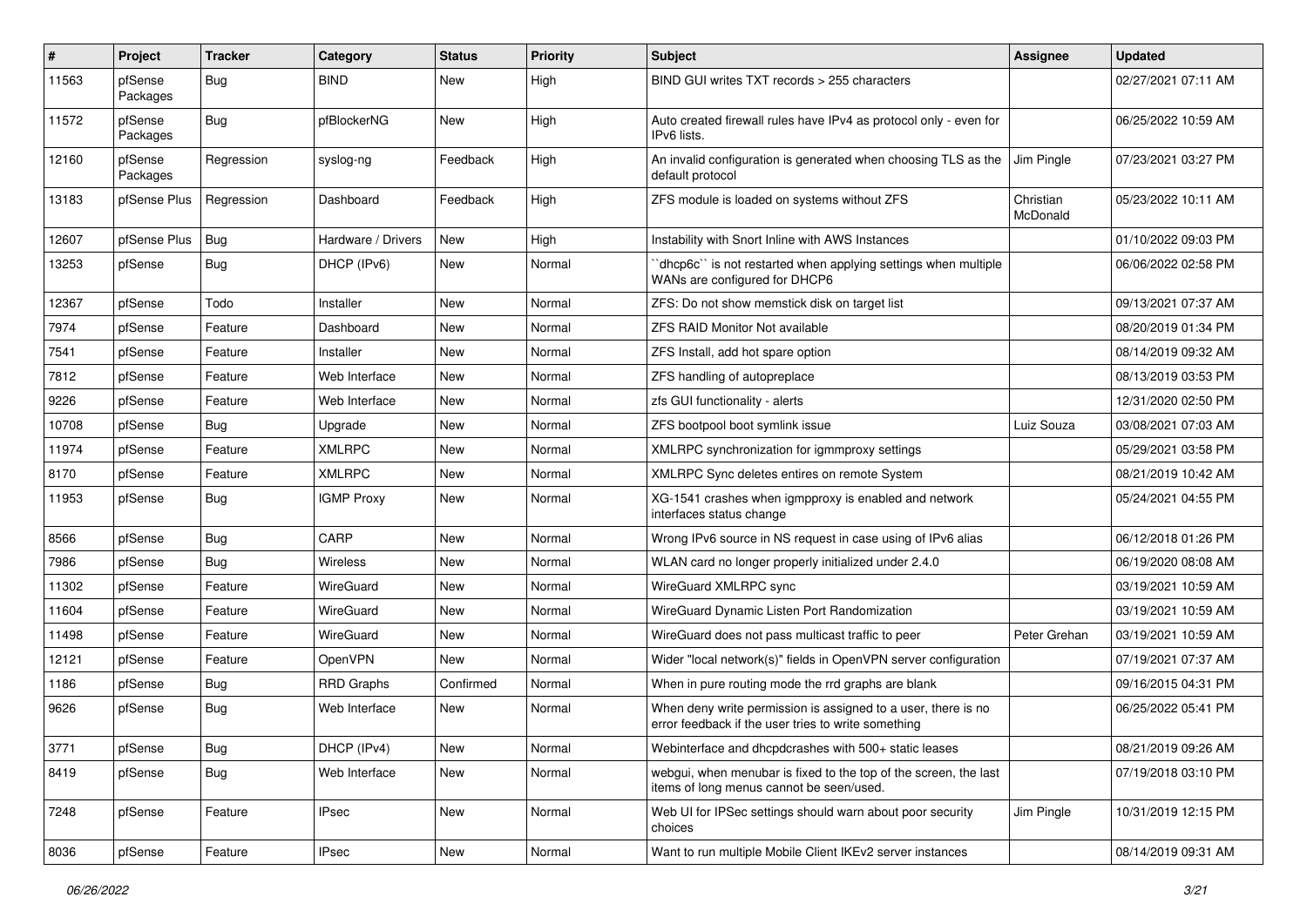| # | Project | Tracker | Category | Status | Priority | Subject | Assignee | Updated |
|---|---|---|---|---|---|---|---|---|
| 11563 | pfSense Packages | Bug | BIND | New | High | BIND GUI writes TXT records > 255 characters | | 02/27/2021 07:11 AM |
| 11572 | pfSense Packages | Bug | pfBlockerNG | New | High | Auto created firewall rules have IPv4 as protocol only - even for IPv6 lists. | | 06/25/2022 10:59 AM |
| 12160 | pfSense Packages | Regression | syslog-ng | Feedback | High | An invalid configuration is generated when choosing TLS as the default protocol | Jim Pingle | 07/23/2021 03:27 PM |
| 13183 | pfSense Plus | Regression | Dashboard | Feedback | High | ZFS module is loaded on systems without ZFS | Christian McDonald | 05/23/2022 10:11 AM |
| 12607 | pfSense Plus | Bug | Hardware / Drivers | New | High | Instability with Snort Inline with AWS Instances | | 01/10/2022 09:03 PM |
| 13253 | pfSense | Bug | DHCP (IPv6) | New | Normal | ``dhcp6c`` is not restarted when applying settings when multiple WANs are configured for DHCP6 | | 06/06/2022 02:58 PM |
| 12367 | pfSense | Todo | Installer | New | Normal | ZFS: Do not show memstick disk on target list | | 09/13/2021 07:37 AM |
| 7974 | pfSense | Feature | Dashboard | New | Normal | ZFS RAID Monitor Not available | | 08/20/2019 01:34 PM |
| 7541 | pfSense | Feature | Installer | New | Normal | ZFS Install, add hot spare option | | 08/14/2019 09:32 AM |
| 7812 | pfSense | Feature | Web Interface | New | Normal | ZFS handling of autopreplace | | 08/13/2019 03:53 PM |
| 9226 | pfSense | Feature | Web Interface | New | Normal | zfs GUI functionality - alerts | | 12/31/2020 02:50 PM |
| 10708 | pfSense | Bug | Upgrade | New | Normal | ZFS bootpool boot symlink issue | Luiz Souza | 03/08/2021 07:03 AM |
| 11974 | pfSense | Feature | XMLRPC | New | Normal | XMLRPC synchronization for igmmproxy settings | | 05/29/2021 03:58 PM |
| 8170 | pfSense | Feature | XMLRPC | New | Normal | XMLRPC Sync deletes entires on remote System | | 08/21/2019 10:42 AM |
| 11953 | pfSense | Bug | IGMP Proxy | New | Normal | XG-1541 crashes when igmpproxy is enabled and network interfaces status change | | 05/24/2021 04:55 PM |
| 8566 | pfSense | Bug | CARP | New | Normal | Wrong IPv6 source in NS request in case using of IPv6 alias | | 06/12/2018 01:26 PM |
| 7986 | pfSense | Bug | Wireless | New | Normal | WLAN card no longer properly initialized under 2.4.0 | | 06/19/2020 08:08 AM |
| 11302 | pfSense | Feature | WireGuard | New | Normal | WireGuard XMLRPC sync | | 03/19/2021 10:59 AM |
| 11604 | pfSense | Feature | WireGuard | New | Normal | WireGuard Dynamic Listen Port Randomization | | 03/19/2021 10:59 AM |
| 11498 | pfSense | Feature | WireGuard | New | Normal | WireGuard does not pass multicast traffic to peer | Peter Grehan | 03/19/2021 10:59 AM |
| 12121 | pfSense | Feature | OpenVPN | New | Normal | Wider "local network(s)" fields in OpenVPN server configuration | | 07/19/2021 07:37 AM |
| 1186 | pfSense | Bug | RRD Graphs | Confirmed | Normal | When in pure routing mode the rrd graphs are blank | | 09/16/2015 04:31 PM |
| 9626 | pfSense | Bug | Web Interface | New | Normal | When deny write permission is assigned to a user, there is no error feedback if the user tries to write something | | 06/25/2022 05:41 PM |
| 3771 | pfSense | Bug | DHCP (IPv4) | New | Normal | Webinterface and dhcpdcrashes with 500+ static leases | | 08/21/2019 09:26 AM |
| 8419 | pfSense | Bug | Web Interface | New | Normal | webgui, when menubar is fixed to the top of the screen, the last items of long menus cannot be seen/used. | | 07/19/2018 03:10 PM |
| 7248 | pfSense | Feature | IPsec | New | Normal | Web UI for IPSec settings should warn about poor security choices | Jim Pingle | 10/31/2019 12:15 PM |
| 8036 | pfSense | Feature | IPsec | New | Normal | Want to run multiple Mobile Client IKEv2 server instances | | 08/14/2019 09:31 AM |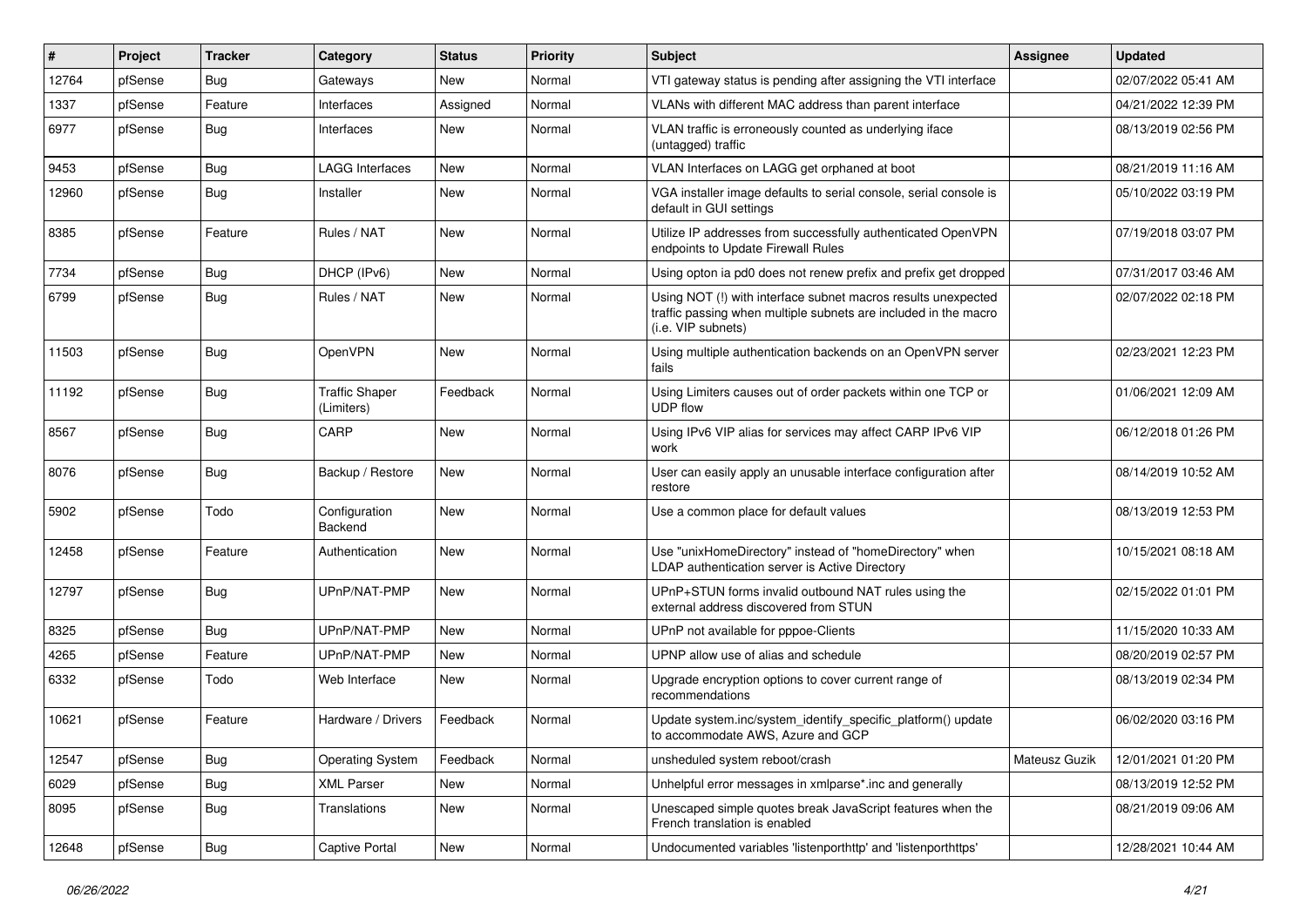| # | Project | Tracker | Category | Status | Priority | Subject | Assignee | Updated |
|---|---|---|---|---|---|---|---|---|
| 12764 | pfSense | Bug | Gateways | New | Normal | VTI gateway status is pending after assigning the VTI interface | | 02/07/2022 05:41 AM |
| 1337 | pfSense | Feature | Interfaces | Assigned | Normal | VLANs with different MAC address than parent interface | | 04/21/2022 12:39 PM |
| 6977 | pfSense | Bug | Interfaces | New | Normal | VLAN traffic is erroneously counted as underlying iface (untagged) traffic | | 08/13/2019 02:56 PM |
| 9453 | pfSense | Bug | LAGG Interfaces | New | Normal | VLAN Interfaces on LAGG get orphaned at boot | | 08/21/2019 11:16 AM |
| 12960 | pfSense | Bug | Installer | New | Normal | VGA installer image defaults to serial console, serial console is default in GUI settings | | 05/10/2022 03:19 PM |
| 8385 | pfSense | Feature | Rules / NAT | New | Normal | Utilize IP addresses from successfully authenticated OpenVPN endpoints to Update Firewall Rules | | 07/19/2018 03:07 PM |
| 7734 | pfSense | Bug | DHCP (IPv6) | New | Normal | Using opton ia pd0 does not renew prefix and prefix get dropped | | 07/31/2017 03:46 AM |
| 6799 | pfSense | Bug | Rules / NAT | New | Normal | Using NOT (!) with interface subnet macros results unexpected traffic passing when multiple subnets are included in the macro (i.e. VIP subnets) | | 02/07/2022 02:18 PM |
| 11503 | pfSense | Bug | OpenVPN | New | Normal | Using multiple authentication backends on an OpenVPN server fails | | 02/23/2021 12:23 PM |
| 11192 | pfSense | Bug | Traffic Shaper (Limiters) | Feedback | Normal | Using Limiters causes out of order packets within one TCP or UDP flow | | 01/06/2021 12:09 AM |
| 8567 | pfSense | Bug | CARP | New | Normal | Using IPv6 VIP alias for services may affect CARP IPv6 VIP work | | 06/12/2018 01:26 PM |
| 8076 | pfSense | Bug | Backup / Restore | New | Normal | User can easily apply an unusable interface configuration after restore | | 08/14/2019 10:52 AM |
| 5902 | pfSense | Todo | Configuration Backend | New | Normal | Use a common place for default values | | 08/13/2019 12:53 PM |
| 12458 | pfSense | Feature | Authentication | New | Normal | Use "unixHomeDirectory" instead of "homeDirectory" when LDAP authentication server is Active Directory | | 10/15/2021 08:18 AM |
| 12797 | pfSense | Bug | UPnP/NAT-PMP | New | Normal | UPnP+STUN forms invalid outbound NAT rules using the external address discovered from STUN | | 02/15/2022 01:01 PM |
| 8325 | pfSense | Bug | UPnP/NAT-PMP | New | Normal | UPnP not available for pppoe-Clients | | 11/15/2020 10:33 AM |
| 4265 | pfSense | Feature | UPnP/NAT-PMP | New | Normal | UPNP allow use of alias and schedule | | 08/20/2019 02:57 PM |
| 6332 | pfSense | Todo | Web Interface | New | Normal | Upgrade encryption options to cover current range of recommendations | | 08/13/2019 02:34 PM |
| 10621 | pfSense | Feature | Hardware / Drivers | Feedback | Normal | Update system.inc/system_identify_specific_platform() update to accommodate AWS, Azure and GCP | | 06/02/2020 03:16 PM |
| 12547 | pfSense | Bug | Operating System | Feedback | Normal | unsheduled system reboot/crash | Mateusz Guzik | 12/01/2021 01:20 PM |
| 6029 | pfSense | Bug | XML Parser | New | Normal | Unhelpful error messages in xmlparse*.inc and generally | | 08/13/2019 12:52 PM |
| 8095 | pfSense | Bug | Translations | New | Normal | Unescaped simple quotes break JavaScript features when the French translation is enabled | | 08/21/2019 09:06 AM |
| 12648 | pfSense | Bug | Captive Portal | New | Normal | Undocumented variables 'listenporthttp' and 'listenporthttps' | | 12/28/2021 10:44 AM |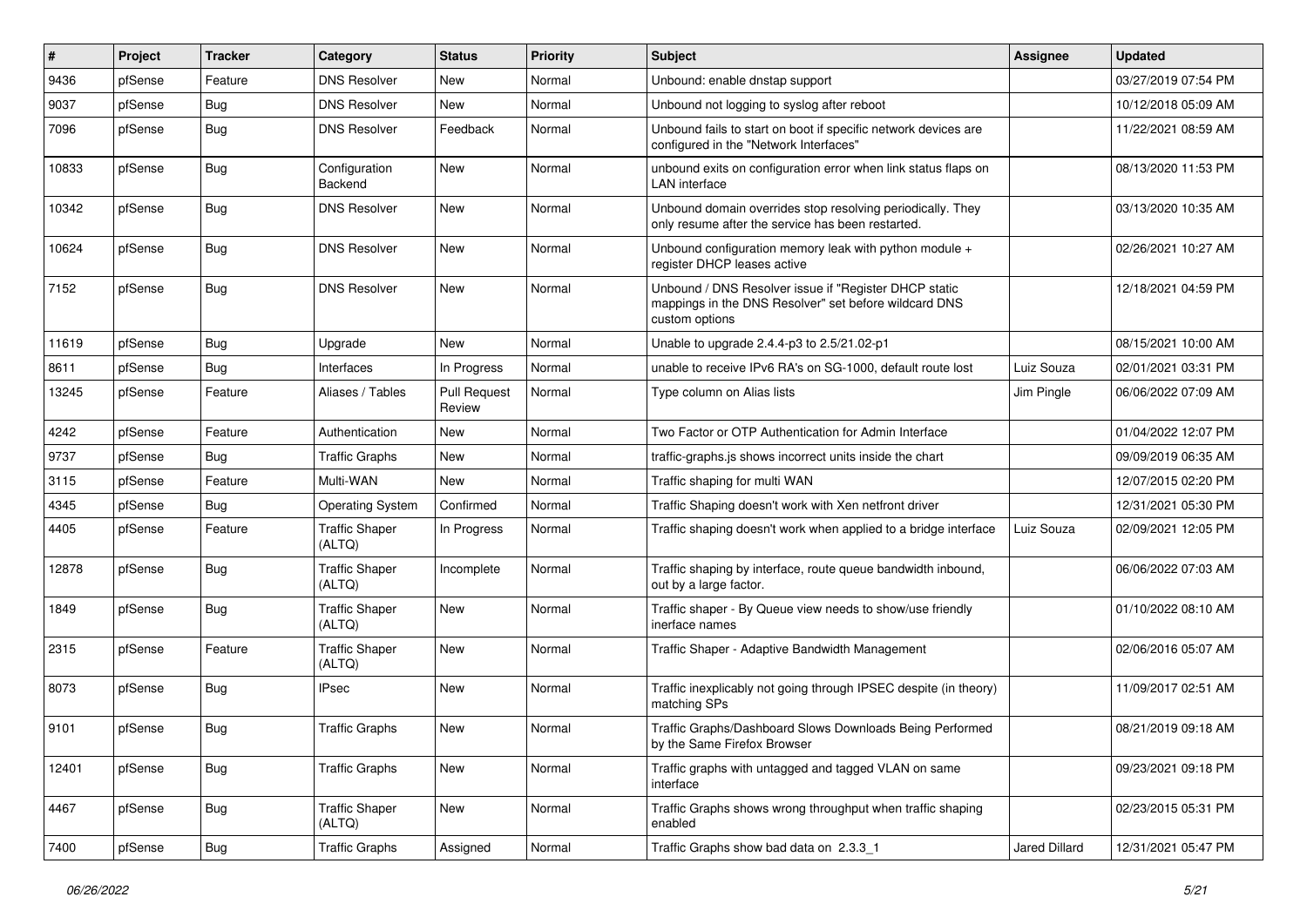| # | Project | Tracker | Category | Status | Priority | Subject | Assignee | Updated |
|---|---|---|---|---|---|---|---|---|
| 9436 | pfSense | Feature | DNS Resolver | New | Normal | Unbound: enable dnstap support | | 03/27/2019 07:54 PM |
| 9037 | pfSense | Bug | DNS Resolver | New | Normal | Unbound not logging to syslog after reboot | | 10/12/2018 05:09 AM |
| 7096 | pfSense | Bug | DNS Resolver | Feedback | Normal | Unbound fails to start on boot if specific network devices are configured in the "Network Interfaces" | | 11/22/2021 08:59 AM |
| 10833 | pfSense | Bug | Configuration Backend | New | Normal | unbound exits on configuration error when link status flaps on LAN interface | | 08/13/2020 11:53 PM |
| 10342 | pfSense | Bug | DNS Resolver | New | Normal | Unbound domain overrides stop resolving periodically. They only resume after the service has been restarted. | | 03/13/2020 10:35 AM |
| 10624 | pfSense | Bug | DNS Resolver | New | Normal | Unbound configuration memory leak with python module + register DHCP leases active | | 02/26/2021 10:27 AM |
| 7152 | pfSense | Bug | DNS Resolver | New | Normal | Unbound / DNS Resolver issue if "Register DHCP static mappings in the DNS Resolver" set before wildcard DNS custom options | | 12/18/2021 04:59 PM |
| 11619 | pfSense | Bug | Upgrade | New | Normal | Unable to upgrade 2.4.4-p3 to 2.5/21.02-p1 | | 08/15/2021 10:00 AM |
| 8611 | pfSense | Bug | Interfaces | In Progress | Normal | unable to receive IPv6 RA's on SG-1000, default route lost | Luiz Souza | 02/01/2021 03:31 PM |
| 13245 | pfSense | Feature | Aliases / Tables | Pull Request Review | Normal | Type column on Alias lists | Jim Pingle | 06/06/2022 07:09 AM |
| 4242 | pfSense | Feature | Authentication | New | Normal | Two Factor or OTP Authentication for Admin Interface | | 01/04/2022 12:07 PM |
| 9737 | pfSense | Bug | Traffic Graphs | New | Normal | traffic-graphs.js shows incorrect units inside the chart | | 09/09/2019 06:35 AM |
| 3115 | pfSense | Feature | Multi-WAN | New | Normal | Traffic shaping for multi WAN | | 12/07/2015 02:20 PM |
| 4345 | pfSense | Bug | Operating System | Confirmed | Normal | Traffic Shaping doesn't work with Xen netfront driver | | 12/31/2021 05:30 PM |
| 4405 | pfSense | Feature | Traffic Shaper (ALTQ) | In Progress | Normal | Traffic shaping doesn't work when applied to a bridge interface | Luiz Souza | 02/09/2021 12:05 PM |
| 12878 | pfSense | Bug | Traffic Shaper (ALTQ) | Incomplete | Normal | Traffic shaping by interface, route queue bandwidth inbound, out by a large factor. | | 06/06/2022 07:03 AM |
| 1849 | pfSense | Bug | Traffic Shaper (ALTQ) | New | Normal | Traffic shaper - By Queue view needs to show/use friendly inerface names | | 01/10/2022 08:10 AM |
| 2315 | pfSense | Feature | Traffic Shaper (ALTQ) | New | Normal | Traffic Shaper - Adaptive Bandwidth Management | | 02/06/2016 05:07 AM |
| 8073 | pfSense | Bug | IPsec | New | Normal | Traffic inexplicably not going through IPSEC despite (in theory) matching SPs | | 11/09/2017 02:51 AM |
| 9101 | pfSense | Bug | Traffic Graphs | New | Normal | Traffic Graphs/Dashboard Slows Downloads Being Performed by the Same Firefox Browser | | 08/21/2019 09:18 AM |
| 12401 | pfSense | Bug | Traffic Graphs | New | Normal | Traffic graphs with untagged and tagged VLAN on same interface | | 09/23/2021 09:18 PM |
| 4467 | pfSense | Bug | Traffic Shaper (ALTQ) | New | Normal | Traffic Graphs shows wrong throughput when traffic shaping enabled | | 02/23/2015 05:31 PM |
| 7400 | pfSense | Bug | Traffic Graphs | Assigned | Normal | Traffic Graphs show bad data on 2.3.3_1 | Jared Dillard | 12/31/2021 05:47 PM |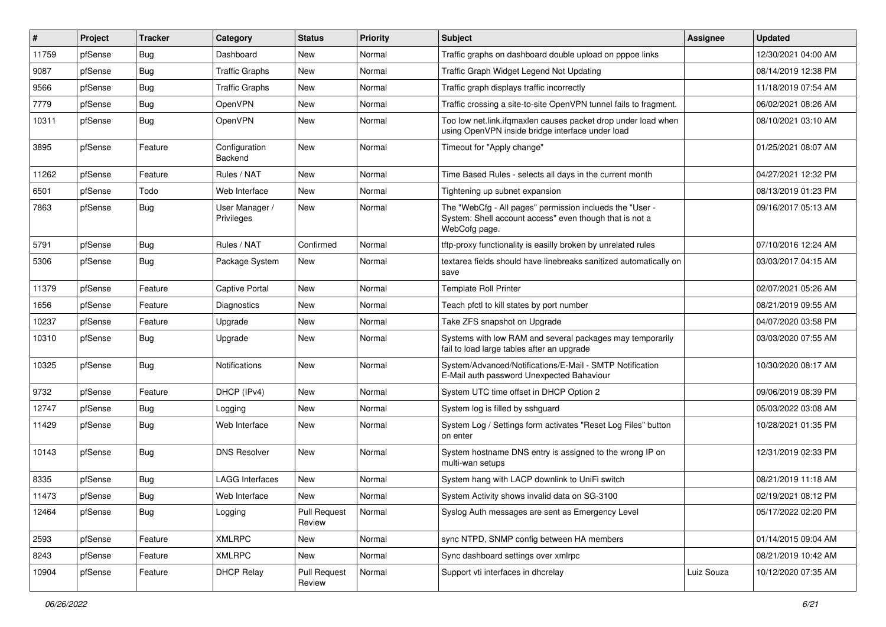| # | Project | Tracker | Category | Status | Priority | Subject | Assignee | Updated |
|---|---|---|---|---|---|---|---|---|
| 11759 | pfSense | Bug | Dashboard | New | Normal | Traffic graphs on dashboard double upload on pppoe links | | 12/30/2021 04:00 AM |
| 9087 | pfSense | Bug | Traffic Graphs | New | Normal | Traffic Graph Widget Legend Not Updating | | 08/14/2019 12:38 PM |
| 9566 | pfSense | Bug | Traffic Graphs | New | Normal | Traffic graph displays traffic incorrectly | | 11/18/2019 07:54 AM |
| 7779 | pfSense | Bug | OpenVPN | New | Normal | Traffic crossing a site-to-site OpenVPN tunnel fails to fragment. | | 06/02/2021 08:26 AM |
| 10311 | pfSense | Bug | OpenVPN | New | Normal | Too low net.link.ifqmaxlen causes packet drop under load when using OpenVPN inside bridge interface under load | | 08/10/2021 03:10 AM |
| 3895 | pfSense | Feature | Configuration Backend | New | Normal | Timeout for "Apply change" | | 01/25/2021 08:07 AM |
| 11262 | pfSense | Feature | Rules / NAT | New | Normal | Time Based Rules - selects all days in the current month | | 04/27/2021 12:32 PM |
| 6501 | pfSense | Todo | Web Interface | New | Normal | Tightening up subnet expansion | | 08/13/2019 01:23 PM |
| 7863 | pfSense | Bug | User Manager / Privileges | New | Normal | The "WebCfg - All pages" permission inclueds the "User - System: Shell account access" even though that is not a WebCofg page. | | 09/16/2017 05:13 AM |
| 5791 | pfSense | Bug | Rules / NAT | Confirmed | Normal | tftp-proxy functionality is easilly broken by unrelated rules | | 07/10/2016 12:24 AM |
| 5306 | pfSense | Bug | Package System | New | Normal | textarea fields should have linebreaks sanitized automatically on save | | 03/03/2017 04:15 AM |
| 11379 | pfSense | Feature | Captive Portal | New | Normal | Template Roll Printer | | 02/07/2021 05:26 AM |
| 1656 | pfSense | Feature | Diagnostics | New | Normal | Teach pfctl to kill states by port number | | 08/21/2019 09:55 AM |
| 10237 | pfSense | Feature | Upgrade | New | Normal | Take ZFS snapshot on Upgrade | | 04/07/2020 03:58 PM |
| 10310 | pfSense | Bug | Upgrade | New | Normal | Systems with low RAM and several packages may temporarily fail to load large tables after an upgrade | | 03/03/2020 07:55 AM |
| 10325 | pfSense | Bug | Notifications | New | Normal | System/Advanced/Notifications/E-Mail - SMTP Notification E-Mail auth password Unexpected Bahaviour | | 10/30/2020 08:17 AM |
| 9732 | pfSense | Feature | DHCP (IPv4) | New | Normal | System UTC time offset in DHCP Option 2 | | 09/06/2019 08:39 PM |
| 12747 | pfSense | Bug | Logging | New | Normal | System log is filled by sshguard | | 05/03/2022 03:08 AM |
| 11429 | pfSense | Bug | Web Interface | New | Normal | System Log / Settings form activates "Reset Log Files" button on enter | | 10/28/2021 01:35 PM |
| 10143 | pfSense | Bug | DNS Resolver | New | Normal | System hostname DNS entry is assigned to the wrong IP on multi-wan setups | | 12/31/2019 02:33 PM |
| 8335 | pfSense | Bug | LAGG Interfaces | New | Normal | System hang with LACP downlink to UniFi switch | | 08/21/2019 11:18 AM |
| 11473 | pfSense | Bug | Web Interface | New | Normal | System Activity shows invalid data on SG-3100 | | 02/19/2021 08:12 PM |
| 12464 | pfSense | Bug | Logging | Pull Request Review | Normal | Syslog Auth messages are sent as Emergency Level | | 05/17/2022 02:20 PM |
| 2593 | pfSense | Feature | XMLRPC | New | Normal | sync NTPD, SNMP config between HA members | | 01/14/2015 09:04 AM |
| 8243 | pfSense | Feature | XMLRPC | New | Normal | Sync dashboard settings over xmlrpc | | 08/21/2019 10:42 AM |
| 10904 | pfSense | Feature | DHCP Relay | Pull Request Review | Normal | Support vti interfaces in dhcrelay | Luiz Souza | 10/12/2020 07:35 AM |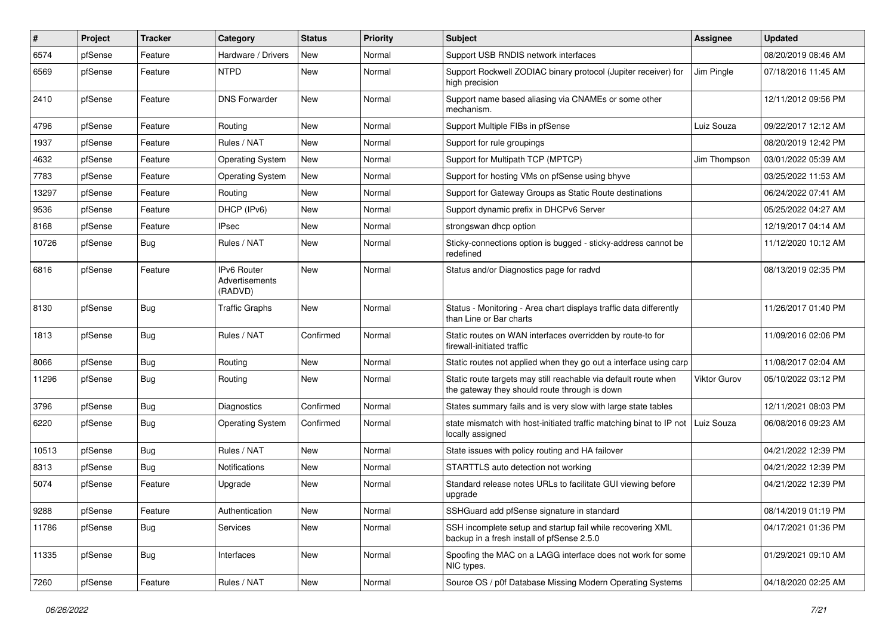| # | Project | Tracker | Category | Status | Priority | Subject | Assignee | Updated |
|---|---|---|---|---|---|---|---|---|
| 6574 | pfSense | Feature | Hardware / Drivers | New | Normal | Support USB RNDIS network interfaces | | 08/20/2019 08:46 AM |
| 6569 | pfSense | Feature | NTPD | New | Normal | Support Rockwell ZODIAC binary protocol (Jupiter receiver) for high precision | Jim Pingle | 07/18/2016 11:45 AM |
| 2410 | pfSense | Feature | DNS Forwarder | New | Normal | Support name based aliasing via CNAMEs or some other mechanism. | | 12/11/2012 09:56 PM |
| 4796 | pfSense | Feature | Routing | New | Normal | Support Multiple FIBs in pfSense | Luiz Souza | 09/22/2017 12:12 AM |
| 1937 | pfSense | Feature | Rules / NAT | New | Normal | Support for rule groupings | | 08/20/2019 12:42 PM |
| 4632 | pfSense | Feature | Operating System | New | Normal | Support for Multipath TCP (MPTCP) | Jim Thompson | 03/01/2022 05:39 AM |
| 7783 | pfSense | Feature | Operating System | New | Normal | Support for hosting VMs on pfSense using bhyve | | 03/25/2022 11:53 AM |
| 13297 | pfSense | Feature | Routing | New | Normal | Support for Gateway Groups as Static Route destinations | | 06/24/2022 07:41 AM |
| 9536 | pfSense | Feature | DHCP (IPv6) | New | Normal | Support dynamic prefix in DHCPv6 Server | | 05/25/2022 04:27 AM |
| 8168 | pfSense | Feature | IPsec | New | Normal | strongswan dhcp option | | 12/19/2017 04:14 AM |
| 10726 | pfSense | Bug | Rules / NAT | New | Normal | Sticky-connections option is bugged - sticky-address cannot be redefined | | 11/12/2020 10:12 AM |
| 6816 | pfSense | Feature | IPv6 Router Advertisements (RADVD) | New | Normal | Status and/or Diagnostics page for radvd | | 08/13/2019 02:35 PM |
| 8130 | pfSense | Bug | Traffic Graphs | New | Normal | Status - Monitoring - Area chart displays traffic data differently than Line or Bar charts | | 11/26/2017 01:40 PM |
| 1813 | pfSense | Bug | Rules / NAT | Confirmed | Normal | Static routes on WAN interfaces overridden by route-to for firewall-initiated traffic | | 11/09/2016 02:06 PM |
| 8066 | pfSense | Bug | Routing | New | Normal | Static routes not applied when they go out a interface using carp | | 11/08/2017 02:04 AM |
| 11296 | pfSense | Bug | Routing | New | Normal | Static route targets may still reachable via default route when the gateway they should route through is down | Viktor Gurov | 05/10/2022 03:12 PM |
| 3796 | pfSense | Bug | Diagnostics | Confirmed | Normal | States summary fails and is very slow with large state tables | | 12/11/2021 08:03 PM |
| 6220 | pfSense | Bug | Operating System | Confirmed | Normal | state mismatch with host-initiated traffic matching binat to IP not locally assigned | Luiz Souza | 06/08/2016 09:23 AM |
| 10513 | pfSense | Bug | Rules / NAT | New | Normal | State issues with policy routing and HA failover | | 04/21/2022 12:39 PM |
| 8313 | pfSense | Bug | Notifications | New | Normal | STARTTLS auto detection not working | | 04/21/2022 12:39 PM |
| 5074 | pfSense | Feature | Upgrade | New | Normal | Standard release notes URLs to facilitate GUI viewing before upgrade | | 04/21/2022 12:39 PM |
| 9288 | pfSense | Feature | Authentication | New | Normal | SSHGuard add pfSense signature in standard | | 08/14/2019 01:19 PM |
| 11786 | pfSense | Bug | Services | New | Normal | SSH incomplete setup and startup fail while recovering XML backup in a fresh install of pfSense 2.5.0 | | 04/17/2021 01:36 PM |
| 11335 | pfSense | Bug | Interfaces | New | Normal | Spoofing the MAC on a LAGG interface does not work for some NIC types. | | 01/29/2021 09:10 AM |
| 7260 | pfSense | Feature | Rules / NAT | New | Normal | Source OS / p0f Database Missing Modern Operating Systems | | 04/18/2020 02:25 AM |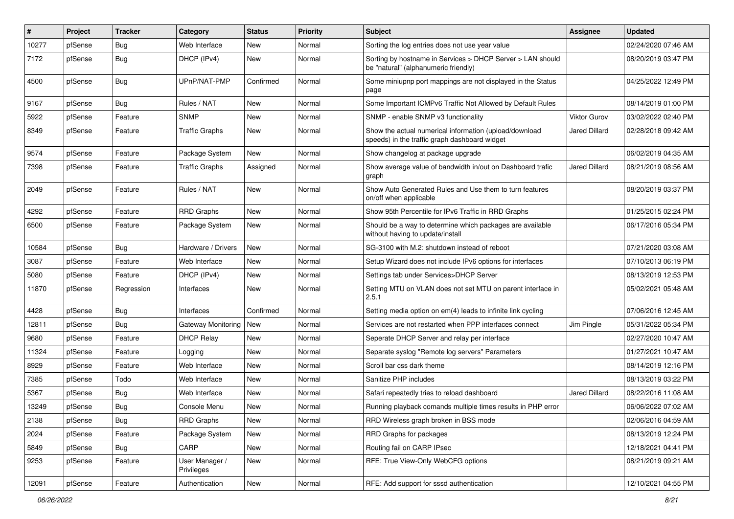| # | Project | Tracker | Category | Status | Priority | Subject | Assignee | Updated |
|---|---|---|---|---|---|---|---|---|
| 10277 | pfSense | Bug | Web Interface | New | Normal | Sorting the log entries does not use year value | | 02/24/2020 07:46 AM |
| 7172 | pfSense | Bug | DHCP (IPv4) | New | Normal | Sorting by hostname in Services > DHCP Server > LAN should be "natural" (alphanumeric friendly) | | 08/20/2019 03:47 PM |
| 4500 | pfSense | Bug | UPnP/NAT-PMP | Confirmed | Normal | Some miniupnp port mappings are not displayed in the Status page | | 04/25/2022 12:49 PM |
| 9167 | pfSense | Bug | Rules / NAT | New | Normal | Some Important ICMPv6 Traffic Not Allowed by Default Rules | | 08/14/2019 01:00 PM |
| 5922 | pfSense | Feature | SNMP | New | Normal | SNMP - enable SNMP v3 functionality | Viktor Gurov | 03/02/2022 02:40 PM |
| 8349 | pfSense | Feature | Traffic Graphs | New | Normal | Show the actual numerical information (upload/download speeds) in the traffic graph dashboard widget | Jared Dillard | 02/28/2018 09:42 AM |
| 9574 | pfSense | Feature | Package System | New | Normal | Show changelog at package upgrade | | 06/02/2019 04:35 AM |
| 7398 | pfSense | Feature | Traffic Graphs | Assigned | Normal | Show average value of bandwidth in/out on Dashboard trafic graph | Jared Dillard | 08/21/2019 08:56 AM |
| 2049 | pfSense | Feature | Rules / NAT | New | Normal | Show Auto Generated Rules and Use them to turn features on/off when applicable | | 08/20/2019 03:37 PM |
| 4292 | pfSense | Feature | RRD Graphs | New | Normal | Show 95th Percentile for IPv6 Traffic in RRD Graphs | | 01/25/2015 02:24 PM |
| 6500 | pfSense | Feature | Package System | New | Normal | Should be a way to determine which packages are available without having to update/install | | 06/17/2016 05:34 PM |
| 10584 | pfSense | Bug | Hardware / Drivers | New | Normal | SG-3100 with M.2: shutdown instead of reboot | | 07/21/2020 03:08 AM |
| 3087 | pfSense | Feature | Web Interface | New | Normal | Setup Wizard does not include IPv6 options for interfaces | | 07/10/2013 06:19 PM |
| 5080 | pfSense | Feature | DHCP (IPv4) | New | Normal | Settings tab under Services>DHCP Server | | 08/13/2019 12:53 PM |
| 11870 | pfSense | Regression | Interfaces | New | Normal | Setting MTU on VLAN does not set MTU on parent interface in 2.5.1 | | 05/02/2021 05:48 AM |
| 4428 | pfSense | Bug | Interfaces | Confirmed | Normal | Setting media option on em(4) leads to infinite link cycling | | 07/06/2016 12:45 AM |
| 12811 | pfSense | Bug | Gateway Monitoring | New | Normal | Services are not restarted when PPP interfaces connect | Jim Pingle | 05/31/2022 05:34 PM |
| 9680 | pfSense | Feature | DHCP Relay | New | Normal | Seperate DHCP Server and relay per interface | | 02/27/2020 10:47 AM |
| 11324 | pfSense | Feature | Logging | New | Normal | Separate syslog "Remote log servers" Parameters | | 01/27/2021 10:47 AM |
| 8929 | pfSense | Feature | Web Interface | New | Normal | Scroll bar css dark theme | | 08/14/2019 12:16 PM |
| 7385 | pfSense | Todo | Web Interface | New | Normal | Sanitize PHP includes | | 08/13/2019 03:22 PM |
| 5367 | pfSense | Bug | Web Interface | New | Normal | Safari repeatedly tries to reload dashboard | Jared Dillard | 08/22/2016 11:08 AM |
| 13249 | pfSense | Bug | Console Menu | New | Normal | Running playback comands multiple times results in PHP error | | 06/06/2022 07:02 AM |
| 2138 | pfSense | Bug | RRD Graphs | New | Normal | RRD Wireless graph broken in BSS mode | | 02/06/2016 04:59 AM |
| 2024 | pfSense | Feature | Package System | New | Normal | RRD Graphs for packages | | 08/13/2019 12:24 PM |
| 5849 | pfSense | Bug | CARP | New | Normal | Routing fail on CARP IPsec | | 12/18/2021 04:41 PM |
| 9253 | pfSense | Feature | User Manager / Privileges | New | Normal | RFE: True View-Only WebCFG options | | 08/21/2019 09:21 AM |
| 12091 | pfSense | Feature | Authentication | New | Normal | RFE: Add support for sssd authentication | | 12/10/2021 04:55 PM |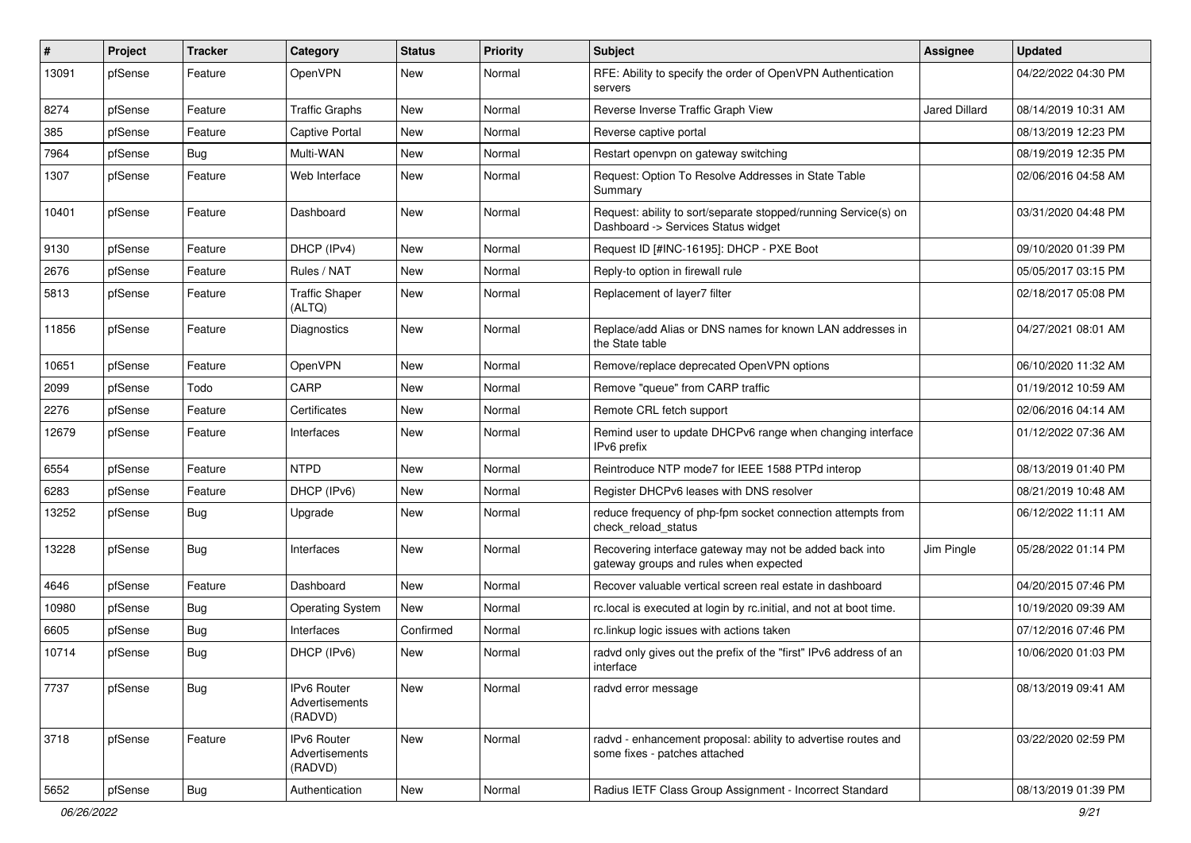| # | Project | Tracker | Category | Status | Priority | Subject | Assignee | Updated |
| --- | --- | --- | --- | --- | --- | --- | --- | --- |
| 13091 | pfSense | Feature | OpenVPN | New | Normal | RFE: Ability to specify the order of OpenVPN Authentication servers | | 04/22/2022 04:30 PM |
| 8274 | pfSense | Feature | Traffic Graphs | New | Normal | Reverse Inverse Traffic Graph View | Jared Dillard | 08/14/2019 10:31 AM |
| 385 | pfSense | Feature | Captive Portal | New | Normal | Reverse captive portal | | 08/13/2019 12:23 PM |
| 7964 | pfSense | Bug | Multi-WAN | New | Normal | Restart openvpn on gateway switching | | 08/19/2019 12:35 PM |
| 1307 | pfSense | Feature | Web Interface | New | Normal | Request: Option To Resolve Addresses in State Table Summary | | 02/06/2016 04:58 AM |
| 10401 | pfSense | Feature | Dashboard | New | Normal | Request: ability to sort/separate stopped/running Service(s) on Dashboard -> Services Status widget | | 03/31/2020 04:48 PM |
| 9130 | pfSense | Feature | DHCP (IPv4) | New | Normal | Request ID [#INC-16195]: DHCP - PXE Boot | | 09/10/2020 01:39 PM |
| 2676 | pfSense | Feature | Rules / NAT | New | Normal | Reply-to option in firewall rule | | 05/05/2017 03:15 PM |
| 5813 | pfSense | Feature | Traffic Shaper (ALTQ) | New | Normal | Replacement of layer7 filter | | 02/18/2017 05:08 PM |
| 11856 | pfSense | Feature | Diagnostics | New | Normal | Replace/add Alias or DNS names for known LAN addresses in the State table | | 04/27/2021 08:01 AM |
| 10651 | pfSense | Feature | OpenVPN | New | Normal | Remove/replace deprecated OpenVPN options | | 06/10/2020 11:32 AM |
| 2099 | pfSense | Todo | CARP | New | Normal | Remove "queue" from CARP traffic | | 01/19/2012 10:59 AM |
| 2276 | pfSense | Feature | Certificates | New | Normal | Remote CRL fetch support | | 02/06/2016 04:14 AM |
| 12679 | pfSense | Feature | Interfaces | New | Normal | Remind user to update DHCPv6 range when changing interface IPv6 prefix | | 01/12/2022 07:36 AM |
| 6554 | pfSense | Feature | NTPD | New | Normal | Reintroduce NTP mode7 for IEEE 1588 PTPd interop | | 08/13/2019 01:40 PM |
| 6283 | pfSense | Feature | DHCP (IPv6) | New | Normal | Register DHCPv6 leases with DNS resolver | | 08/21/2019 10:48 AM |
| 13252 | pfSense | Bug | Upgrade | New | Normal | reduce frequency of php-fpm socket connection attempts from check_reload_status | | 06/12/2022 11:11 AM |
| 13228 | pfSense | Bug | Interfaces | New | Normal | Recovering interface gateway may not be added back into gateway groups and rules when expected | Jim Pingle | 05/28/2022 01:14 PM |
| 4646 | pfSense | Feature | Dashboard | New | Normal | Recover valuable vertical screen real estate in dashboard | | 04/20/2015 07:46 PM |
| 10980 | pfSense | Bug | Operating System | New | Normal | rc.local is executed at login by rc.initial, and not at boot time. | | 10/19/2020 09:39 AM |
| 6605 | pfSense | Bug | Interfaces | Confirmed | Normal | rc.linkup logic issues with actions taken | | 07/12/2016 07:46 PM |
| 10714 | pfSense | Bug | DHCP (IPv6) | New | Normal | radvd only gives out the prefix of the "first" IPv6 address of an interface | | 10/06/2020 01:03 PM |
| 7737 | pfSense | Bug | IPv6 Router Advertisements (RADVD) | New | Normal | radvd error message | | 08/13/2019 09:41 AM |
| 3718 | pfSense | Feature | IPv6 Router Advertisements (RADVD) | New | Normal | radvd - enhancement proposal: ability to advertise routes and some fixes - patches attached | | 03/22/2020 02:59 PM |
| 5652 | pfSense | Bug | Authentication | New | Normal | Radius IETF Class Group Assignment - Incorrect Standard | | 08/13/2019 01:39 PM |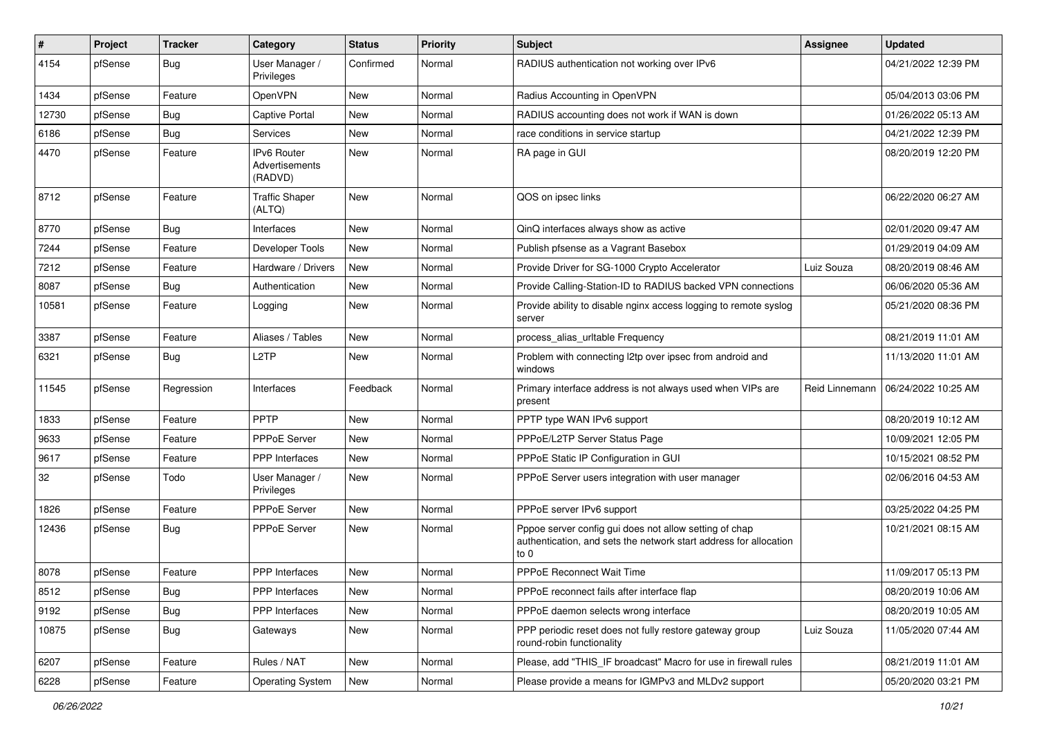| # | Project | Tracker | Category | Status | Priority | Subject | Assignee | Updated |
|---|---|---|---|---|---|---|---|---|
| 4154 | pfSense | Bug | User Manager / Privileges | Confirmed | Normal | RADIUS authentication not working over IPv6 | | 04/21/2022 12:39 PM |
| 1434 | pfSense | Feature | OpenVPN | New | Normal | Radius Accounting in OpenVPN | | 05/04/2013 03:06 PM |
| 12730 | pfSense | Bug | Captive Portal | New | Normal | RADIUS accounting does not work if WAN is down | | 01/26/2022 05:13 AM |
| 6186 | pfSense | Bug | Services | New | Normal | race conditions in service startup | | 04/21/2022 12:39 PM |
| 4470 | pfSense | Feature | IPv6 Router Advertisements (RADVD) | New | Normal | RA page in GUI | | 08/20/2019 12:20 PM |
| 8712 | pfSense | Feature | Traffic Shaper (ALTQ) | New | Normal | QOS on ipsec links | | 06/22/2020 06:27 AM |
| 8770 | pfSense | Bug | Interfaces | New | Normal | QinQ interfaces always show as active | | 02/01/2020 09:47 AM |
| 7244 | pfSense | Feature | Developer Tools | New | Normal | Publish pfsense as a Vagrant Basebox | | 01/29/2019 04:09 AM |
| 7212 | pfSense | Feature | Hardware / Drivers | New | Normal | Provide Driver for SG-1000 Crypto Accelerator | Luiz Souza | 08/20/2019 08:46 AM |
| 8087 | pfSense | Bug | Authentication | New | Normal | Provide Calling-Station-ID to RADIUS backed VPN connections | | 06/06/2020 05:36 AM |
| 10581 | pfSense | Feature | Logging | New | Normal | Provide ability to disable nginx access logging to remote syslog server | | 05/21/2020 08:36 PM |
| 3387 | pfSense | Feature | Aliases / Tables | New | Normal | process_alias_urltable Frequency | | 08/21/2019 11:01 AM |
| 6321 | pfSense | Bug | L2TP | New | Normal | Problem with connecting l2tp over ipsec from android and windows | | 11/13/2020 11:01 AM |
| 11545 | pfSense | Regression | Interfaces | Feedback | Normal | Primary interface address is not always used when VIPs are present | Reid Linnemann | 06/24/2022 10:25 AM |
| 1833 | pfSense | Feature | PPTP | New | Normal | PPTP type WAN IPv6 support | | 08/20/2019 10:12 AM |
| 9633 | pfSense | Feature | PPPoE Server | New | Normal | PPPoE/L2TP Server Status Page | | 10/09/2021 12:05 PM |
| 9617 | pfSense | Feature | PPP Interfaces | New | Normal | PPPoE Static IP Configuration in GUI | | 10/15/2021 08:52 PM |
| 32 | pfSense | Todo | User Manager / Privileges | New | Normal | PPPoE Server users integration with user manager | | 02/06/2016 04:53 AM |
| 1826 | pfSense | Feature | PPPoE Server | New | Normal | PPPoE server IPv6 support | | 03/25/2022 04:25 PM |
| 12436 | pfSense | Bug | PPPoE Server | New | Normal | Pppoe server config gui does not allow setting of chap authentication, and sets the network start address for allocation to 0 | | 10/21/2021 08:15 AM |
| 8078 | pfSense | Feature | PPP Interfaces | New | Normal | PPPoE Reconnect Wait Time | | 11/09/2017 05:13 PM |
| 8512 | pfSense | Bug | PPP Interfaces | New | Normal | PPPoE reconnect fails after interface flap | | 08/20/2019 10:06 AM |
| 9192 | pfSense | Bug | PPP Interfaces | New | Normal | PPPoE daemon selects wrong interface | | 08/20/2019 10:05 AM |
| 10875 | pfSense | Bug | Gateways | New | Normal | PPP periodic reset does not fully restore gateway group round-robin functionality | Luiz Souza | 11/05/2020 07:44 AM |
| 6207 | pfSense | Feature | Rules / NAT | New | Normal | Please, add "THIS_IF broadcast" Macro for use in firewall rules | | 08/21/2019 11:01 AM |
| 6228 | pfSense | Feature | Operating System | New | Normal | Please provide a means for IGMPv3 and MLDv2 support | | 05/20/2020 03:21 PM |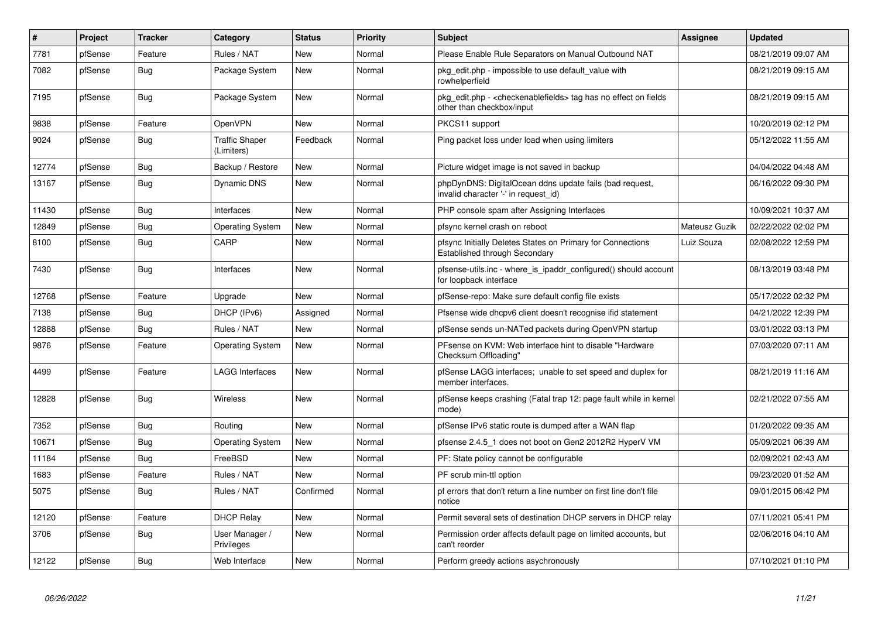| # | Project | Tracker | Category | Status | Priority | Subject | Assignee | Updated |
|---|---|---|---|---|---|---|---|---|
| 7781 | pfSense | Feature | Rules / NAT | New | Normal | Please Enable Rule Separators on Manual Outbound NAT | | 08/21/2019 09:07 AM |
| 7082 | pfSense | Bug | Package System | New | Normal | pkg_edit.php - impossible to use default_value with rowhelperfield | | 08/21/2019 09:15 AM |
| 7195 | pfSense | Bug | Package System | New | Normal | pkg_edit.php - <checkenablefields> tag has no effect on fields other than checkbox/input | | 08/21/2019 09:15 AM |
| 9838 | pfSense | Feature | OpenVPN | New | Normal | PKCS11 support | | 10/20/2019 02:12 PM |
| 9024 | pfSense | Bug | Traffic Shaper (Limiters) | Feedback | Normal | Ping packet loss under load when using limiters | | 05/12/2022 11:55 AM |
| 12774 | pfSense | Bug | Backup / Restore | New | Normal | Picture widget image is not saved in backup | | 04/04/2022 04:48 AM |
| 13167 | pfSense | Bug | Dynamic DNS | New | Normal | phpDynDNS: DigitalOcean ddns update fails (bad request, invalid character '-' in request_id) | | 06/16/2022 09:30 PM |
| 11430 | pfSense | Bug | Interfaces | New | Normal | PHP console spam after Assigning Interfaces | | 10/09/2021 10:37 AM |
| 12849 | pfSense | Bug | Operating System | New | Normal | pfsync kernel crash on reboot | Mateusz Guzik | 02/22/2022 02:02 PM |
| 8100 | pfSense | Bug | CARP | New | Normal | pfsync Initially Deletes States on Primary for Connections Established through Secondary | Luiz Souza | 02/08/2022 12:59 PM |
| 7430 | pfSense | Bug | Interfaces | New | Normal | pfsense-utils.inc - where_is_ipaddr_configured() should account for loopback interface | | 08/13/2019 03:48 PM |
| 12768 | pfSense | Feature | Upgrade | New | Normal | pfSense-repo: Make sure default config file exists | | 05/17/2022 02:32 PM |
| 7138 | pfSense | Bug | DHCP (IPv6) | Assigned | Normal | Pfsense wide dhcpv6 client doesn't recognise ifid statement | | 04/21/2022 12:39 PM |
| 12888 | pfSense | Bug | Rules / NAT | New | Normal | pfSense sends un-NATed packets during OpenVPN startup | | 03/01/2022 03:13 PM |
| 9876 | pfSense | Feature | Operating System | New | Normal | PFsense on KVM: Web interface hint to disable "Hardware Checksum Offloading" | | 07/03/2020 07:11 AM |
| 4499 | pfSense | Feature | LAGG Interfaces | New | Normal | pfSense LAGG interfaces; unable to set speed and duplex for member interfaces. | | 08/21/2019 11:16 AM |
| 12828 | pfSense | Bug | Wireless | New | Normal | pfSense keeps crashing (Fatal trap 12: page fault while in kernel mode) | | 02/21/2022 07:55 AM |
| 7352 | pfSense | Bug | Routing | New | Normal | pfSense IPv6 static route is dumped after a WAN flap | | 01/20/2022 09:35 AM |
| 10671 | pfSense | Bug | Operating System | New | Normal | pfsense 2.4.5_1 does not boot on Gen2 2012R2 HyperV VM | | 05/09/2021 06:39 AM |
| 11184 | pfSense | Bug | FreeBSD | New | Normal | PF: State policy cannot be configurable | | 02/09/2021 02:43 AM |
| 1683 | pfSense | Feature | Rules / NAT | New | Normal | PF scrub min-ttl option | | 09/23/2020 01:52 AM |
| 5075 | pfSense | Bug | Rules / NAT | Confirmed | Normal | pf errors that don't return a line number on first line don't file notice | | 09/01/2015 06:42 PM |
| 12120 | pfSense | Feature | DHCP Relay | New | Normal | Permit several sets of destination DHCP servers in DHCP relay | | 07/11/2021 05:41 PM |
| 3706 | pfSense | Bug | User Manager / Privileges | New | Normal | Permission order affects default page on limited accounts, but can't reorder | | 02/06/2016 04:10 AM |
| 12122 | pfSense | Bug | Web Interface | New | Normal | Perform greedy actions asychronously | | 07/10/2021 01:10 PM |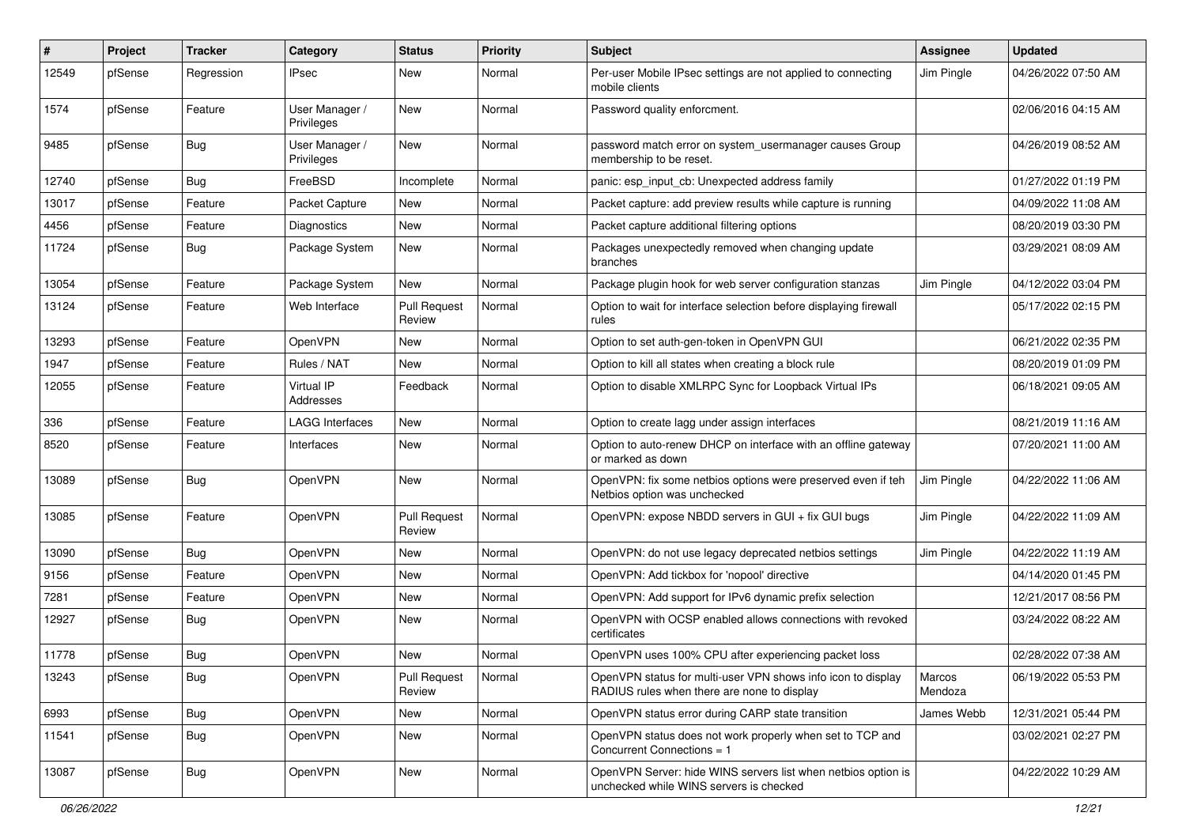| # | Project | Tracker | Category | Status | Priority | Subject | Assignee | Updated |
|---|---|---|---|---|---|---|---|---|
| 12549 | pfSense | Regression | IPsec | New | Normal | Per-user Mobile IPsec settings are not applied to connecting mobile clients | Jim Pingle | 04/26/2022 07:50 AM |
| 1574 | pfSense | Feature | User Manager / Privileges | New | Normal | Password quality enforcment. | | 02/06/2016 04:15 AM |
| 9485 | pfSense | Bug | User Manager / Privileges | New | Normal | password match error on system_usermanager causes Group membership to be reset. | | 04/26/2019 08:52 AM |
| 12740 | pfSense | Bug | FreeBSD | Incomplete | Normal | panic: esp_input_cb: Unexpected address family | | 01/27/2022 01:19 PM |
| 13017 | pfSense | Feature | Packet Capture | New | Normal | Packet capture: add preview results while capture is running | | 04/09/2022 11:08 AM |
| 4456 | pfSense | Feature | Diagnostics | New | Normal | Packet capture additional filtering options | | 08/20/2019 03:30 PM |
| 11724 | pfSense | Bug | Package System | New | Normal | Packages unexpectedly removed when changing update branches | | 03/29/2021 08:09 AM |
| 13054 | pfSense | Feature | Package System | New | Normal | Package plugin hook for web server configuration stanzas | Jim Pingle | 04/12/2022 03:04 PM |
| 13124 | pfSense | Feature | Web Interface | Pull Request Review | Normal | Option to wait for interface selection before displaying firewall rules | | 05/17/2022 02:15 PM |
| 13293 | pfSense | Feature | OpenVPN | New | Normal | Option to set auth-gen-token in OpenVPN GUI | | 06/21/2022 02:35 PM |
| 1947 | pfSense | Feature | Rules / NAT | New | Normal | Option to kill all states when creating a block rule | | 08/20/2019 01:09 PM |
| 12055 | pfSense | Feature | Virtual IP Addresses | Feedback | Normal | Option to disable XMLRPC Sync for Loopback Virtual IPs | | 06/18/2021 09:05 AM |
| 336 | pfSense | Feature | LAGG Interfaces | New | Normal | Option to create lagg under assign interfaces | | 08/21/2019 11:16 AM |
| 8520 | pfSense | Feature | Interfaces | New | Normal | Option to auto-renew DHCP on interface with an offline gateway or marked as down | | 07/20/2021 11:00 AM |
| 13089 | pfSense | Bug | OpenVPN | New | Normal | OpenVPN: fix some netbios options were preserved even if teh Netbios option was unchecked | Jim Pingle | 04/22/2022 11:06 AM |
| 13085 | pfSense | Feature | OpenVPN | Pull Request Review | Normal | OpenVPN: expose NBDD servers in GUI + fix GUI bugs | Jim Pingle | 04/22/2022 11:09 AM |
| 13090 | pfSense | Bug | OpenVPN | New | Normal | OpenVPN: do not use legacy deprecated netbios settings | Jim Pingle | 04/22/2022 11:19 AM |
| 9156 | pfSense | Feature | OpenVPN | New | Normal | OpenVPN: Add tickbox for 'nopool' directive | | 04/14/2020 01:45 PM |
| 7281 | pfSense | Feature | OpenVPN | New | Normal | OpenVPN: Add support for IPv6 dynamic prefix selection | | 12/21/2017 08:56 PM |
| 12927 | pfSense | Bug | OpenVPN | New | Normal | OpenVPN with OCSP enabled allows connections with revoked certificates | | 03/24/2022 08:22 AM |
| 11778 | pfSense | Bug | OpenVPN | New | Normal | OpenVPN uses 100% CPU after experiencing packet loss | | 02/28/2022 07:38 AM |
| 13243 | pfSense | Bug | OpenVPN | Pull Request Review | Normal | OpenVPN status for multi-user VPN shows info icon to display RADIUS rules when there are none to display | Marcos Mendoza | 06/19/2022 05:53 PM |
| 6993 | pfSense | Bug | OpenVPN | New | Normal | OpenVPN status error during CARP state transition | James Webb | 12/31/2021 05:44 PM |
| 11541 | pfSense | Bug | OpenVPN | New | Normal | OpenVPN status does not work properly when set to TCP and Concurrent Connections = 1 | | 03/02/2021 02:27 PM |
| 13087 | pfSense | Bug | OpenVPN | New | Normal | OpenVPN Server: hide WINS servers list when netbios option is unchecked while WINS servers is checked | | 04/22/2022 10:29 AM |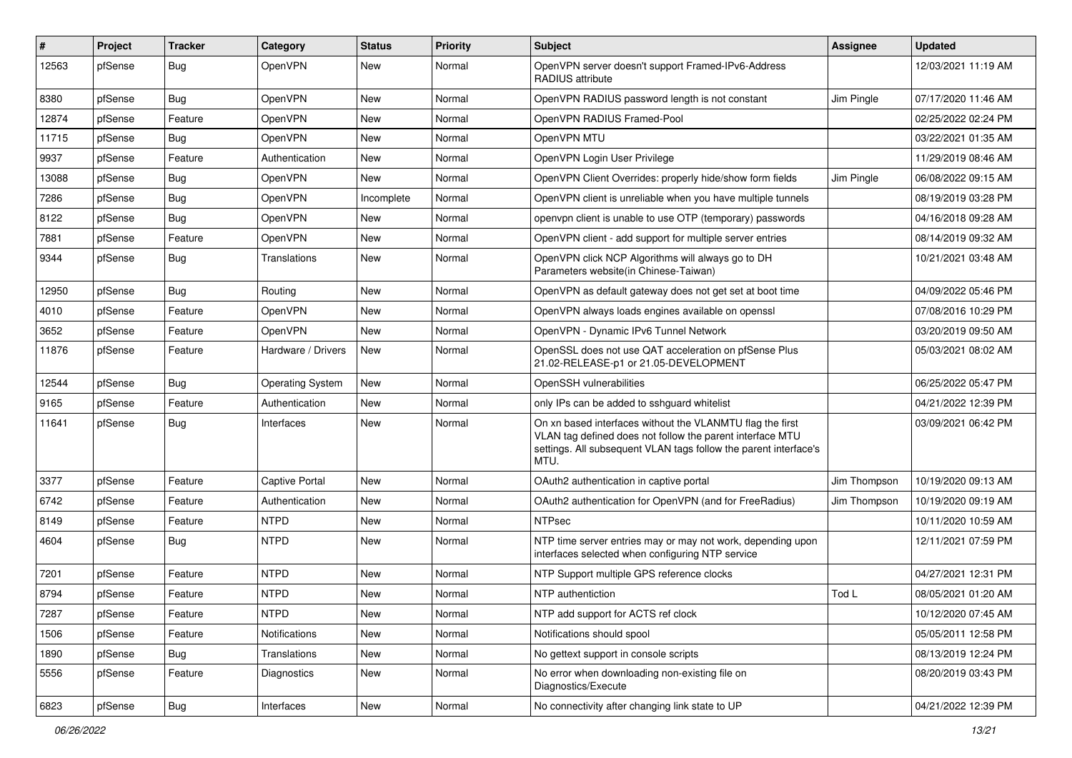| # | Project | Tracker | Category | Status | Priority | Subject | Assignee | Updated |
|---|---|---|---|---|---|---|---|---|
| 12563 | pfSense | Bug | OpenVPN | New | Normal | OpenVPN server doesn't support Framed-IPv6-Address RADIUS attribute | | 12/03/2021 11:19 AM |
| 8380 | pfSense | Bug | OpenVPN | New | Normal | OpenVPN RADIUS password length is not constant | Jim Pingle | 07/17/2020 11:46 AM |
| 12874 | pfSense | Feature | OpenVPN | New | Normal | OpenVPN RADIUS Framed-Pool | | 02/25/2022 02:24 PM |
| 11715 | pfSense | Bug | OpenVPN | New | Normal | OpenVPN MTU | | 03/22/2021 01:35 AM |
| 9937 | pfSense | Feature | Authentication | New | Normal | OpenVPN Login User Privilege | | 11/29/2019 08:46 AM |
| 13088 | pfSense | Bug | OpenVPN | New | Normal | OpenVPN Client Overrides: properly hide/show form fields | Jim Pingle | 06/08/2022 09:15 AM |
| 7286 | pfSense | Bug | OpenVPN | Incomplete | Normal | OpenVPN client is unreliable when you have multiple tunnels | | 08/19/2019 03:28 PM |
| 8122 | pfSense | Bug | OpenVPN | New | Normal | openvpn client is unable to use OTP (temporary) passwords | | 04/16/2018 09:28 AM |
| 7881 | pfSense | Feature | OpenVPN | New | Normal | OpenVPN client - add support for multiple server entries | | 08/14/2019 09:32 AM |
| 9344 | pfSense | Bug | Translations | New | Normal | OpenVPN click NCP Algorithms will always go to DH Parameters website(in Chinese-Taiwan) | | 10/21/2021 03:48 AM |
| 12950 | pfSense | Bug | Routing | New | Normal | OpenVPN as default gateway does not get set at boot time | | 04/09/2022 05:46 PM |
| 4010 | pfSense | Feature | OpenVPN | New | Normal | OpenVPN always loads engines available on openssl | | 07/08/2016 10:29 PM |
| 3652 | pfSense | Feature | OpenVPN | New | Normal | OpenVPN - Dynamic IPv6 Tunnel Network | | 03/20/2019 09:50 AM |
| 11876 | pfSense | Feature | Hardware / Drivers | New | Normal | OpenSSL does not use QAT acceleration on pfSense Plus 21.02-RELEASE-p1 or 21.05-DEVELOPMENT | | 05/03/2021 08:02 AM |
| 12544 | pfSense | Bug | Operating System | New | Normal | OpenSSH vulnerabilities | | 06/25/2022 05:47 PM |
| 9165 | pfSense | Feature | Authentication | New | Normal | only IPs can be added to sshguard whitelist | | 04/21/2022 12:39 PM |
| 11641 | pfSense | Bug | Interfaces | New | Normal | On xn based interfaces without the VLANMTU flag the first VLAN tag defined does not follow the parent interface MTU settings. All subsequent VLAN tags follow the parent interface's MTU. | | 03/09/2021 06:42 PM |
| 3377 | pfSense | Feature | Captive Portal | New | Normal | OAuth2 authentication in captive portal | Jim Thompson | 10/19/2020 09:13 AM |
| 6742 | pfSense | Feature | Authentication | New | Normal | OAuth2 authentication for OpenVPN (and for FreeRadius) | Jim Thompson | 10/19/2020 09:19 AM |
| 8149 | pfSense | Feature | NTPD | New | Normal | NTPsec | | 10/11/2020 10:59 AM |
| 4604 | pfSense | Bug | NTPD | New | Normal | NTP time server entries may or may not work, depending upon interfaces selected when configuring NTP service | | 12/11/2021 07:59 PM |
| 7201 | pfSense | Feature | NTPD | New | Normal | NTP Support multiple GPS reference clocks | | 04/27/2021 12:31 PM |
| 8794 | pfSense | Feature | NTPD | New | Normal | NTP authentiction | Tod L | 08/05/2021 01:20 AM |
| 7287 | pfSense | Feature | NTPD | New | Normal | NTP add support for ACTS ref clock | | 10/12/2020 07:45 AM |
| 1506 | pfSense | Feature | Notifications | New | Normal | Notifications should spool | | 05/05/2011 12:58 PM |
| 1890 | pfSense | Bug | Translations | New | Normal | No gettext support in console scripts | | 08/13/2019 12:24 PM |
| 5556 | pfSense | Feature | Diagnostics | New | Normal | No error when downloading non-existing file on Diagnostics/Execute | | 08/20/2019 03:43 PM |
| 6823 | pfSense | Bug | Interfaces | New | Normal | No connectivity after changing link state to UP | | 04/21/2022 12:39 PM |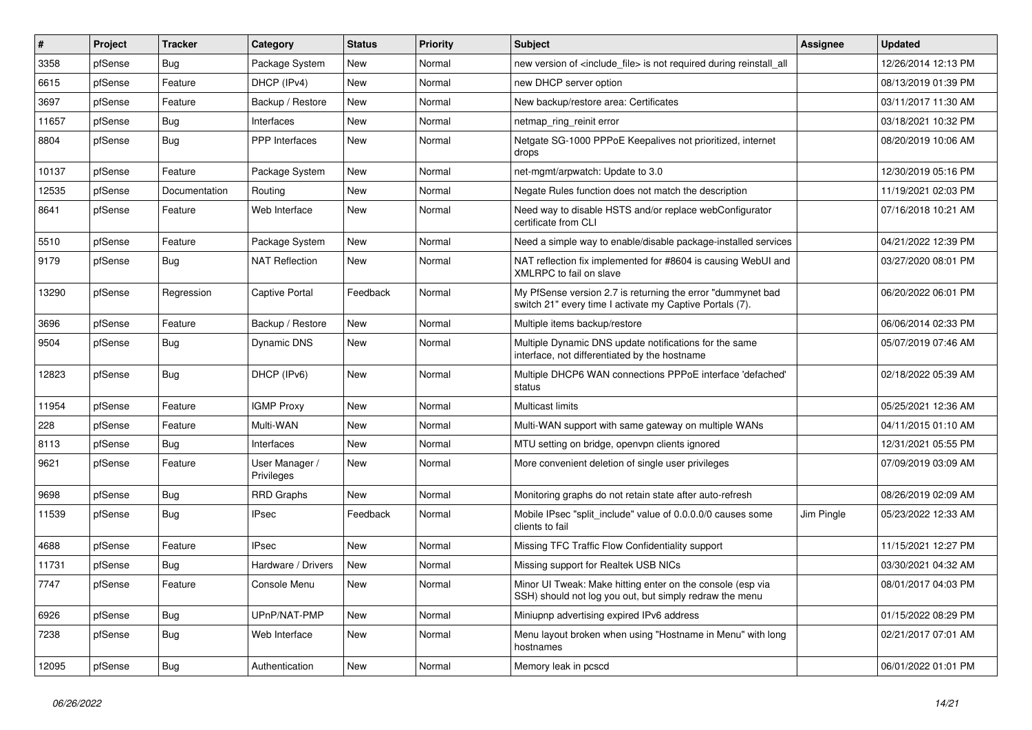| # | Project | Tracker | Category | Status | Priority | Subject | Assignee | Updated |
|---|---|---|---|---|---|---|---|---|
| 3358 | pfSense | Bug | Package System | New | Normal | new version of <include_file> is not required during reinstall_all | | 12/26/2014 12:13 PM |
| 6615 | pfSense | Feature | DHCP (IPv4) | New | Normal | new DHCP server option | | 08/13/2019 01:39 PM |
| 3697 | pfSense | Feature | Backup / Restore | New | Normal | New backup/restore area: Certificates | | 03/11/2017 11:30 AM |
| 11657 | pfSense | Bug | Interfaces | New | Normal | netmap_ring_reinit error | | 03/18/2021 10:32 PM |
| 8804 | pfSense | Bug | PPP Interfaces | New | Normal | Netgate SG-1000 PPPoE Keepalives not prioritized, internet drops | | 08/20/2019 10:06 AM |
| 10137 | pfSense | Feature | Package System | New | Normal | net-mgmt/arpwatch: Update to 3.0 | | 12/30/2019 05:16 PM |
| 12535 | pfSense | Documentation | Routing | New | Normal | Negate Rules function does not match the description | | 11/19/2021 02:03 PM |
| 8641 | pfSense | Feature | Web Interface | New | Normal | Need way to disable HSTS and/or replace webConfigurator certificate from CLI | | 07/16/2018 10:21 AM |
| 5510 | pfSense | Feature | Package System | New | Normal | Need a simple way to enable/disable package-installed services | | 04/21/2022 12:39 PM |
| 9179 | pfSense | Bug | NAT Reflection | New | Normal | NAT reflection fix implemented for #8604 is causing WebUI and XMLRPC to fail on slave | | 03/27/2020 08:01 PM |
| 13290 | pfSense | Regression | Captive Portal | Feedback | Normal | My PfSense version 2.7 is returning the error "dummynet bad switch 21" every time I activate my Captive Portals (7). | | 06/20/2022 06:01 PM |
| 3696 | pfSense | Feature | Backup / Restore | New | Normal | Multiple items backup/restore | | 06/06/2014 02:33 PM |
| 9504 | pfSense | Bug | Dynamic DNS | New | Normal | Multiple Dynamic DNS update notifications for the same interface, not differentiated by the hostname | | 05/07/2019 07:46 AM |
| 12823 | pfSense | Bug | DHCP (IPv6) | New | Normal | Multiple DHCP6 WAN connections PPPoE interface 'defached' status | | 02/18/2022 05:39 AM |
| 11954 | pfSense | Feature | IGMP Proxy | New | Normal | Multicast limits | | 05/25/2021 12:36 AM |
| 228 | pfSense | Feature | Multi-WAN | New | Normal | Multi-WAN support with same gateway on multiple WANs | | 04/11/2015 01:10 AM |
| 8113 | pfSense | Bug | Interfaces | New | Normal | MTU setting on bridge, openvpn clients ignored | | 12/31/2021 05:55 PM |
| 9621 | pfSense | Feature | User Manager / Privileges | New | Normal | More convenient deletion of single user privileges | | 07/09/2019 03:09 AM |
| 9698 | pfSense | Bug | RRD Graphs | New | Normal | Monitoring graphs do not retain state after auto-refresh | | 08/26/2019 02:09 AM |
| 11539 | pfSense | Bug | IPsec | Feedback | Normal | Mobile IPsec "split_include" value of 0.0.0.0/0 causes some clients to fail | Jim Pingle | 05/23/2022 12:33 AM |
| 4688 | pfSense | Feature | IPsec | New | Normal | Missing TFC Traffic Flow Confidentiality support | | 11/15/2021 12:27 PM |
| 11731 | pfSense | Bug | Hardware / Drivers | New | Normal | Missing support for Realtek USB NICs | | 03/30/2021 04:32 AM |
| 7747 | pfSense | Feature | Console Menu | New | Normal | Minor UI Tweak: Make hitting enter on the console (esp via SSH) should not log you out, but simply redraw the menu | | 08/01/2017 04:03 PM |
| 6926 | pfSense | Bug | UPnP/NAT-PMP | New | Normal | Miniupnp advertising expired IPv6 address | | 01/15/2022 08:29 PM |
| 7238 | pfSense | Bug | Web Interface | New | Normal | Menu layout broken when using "Hostname in Menu" with long hostnames | | 02/21/2017 07:01 AM |
| 12095 | pfSense | Bug | Authentication | New | Normal | Memory leak in pcscd | | 06/01/2022 01:01 PM |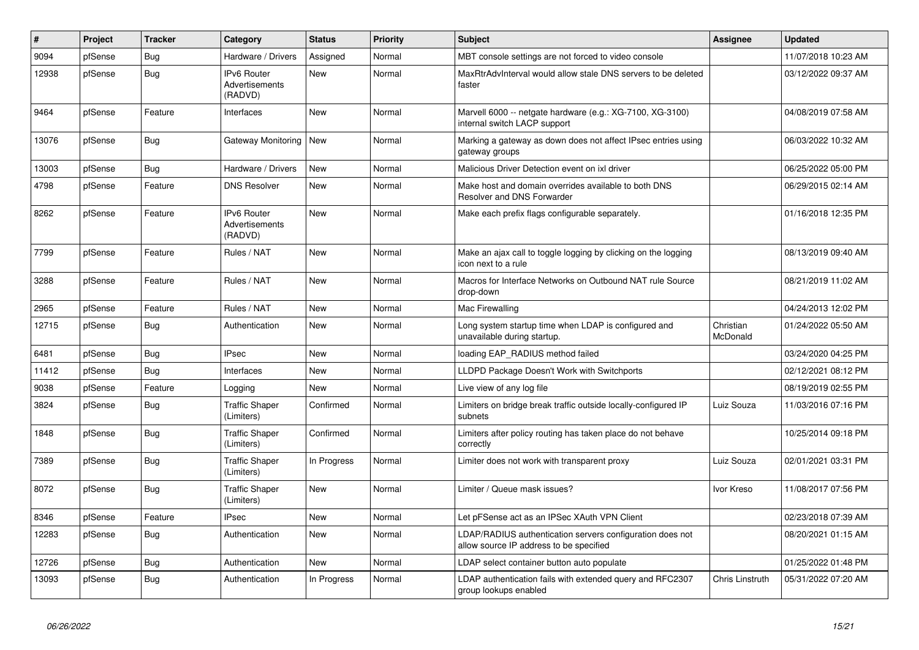| # | Project | Tracker | Category | Status | Priority | Subject | Assignee | Updated |
|---|---|---|---|---|---|---|---|---|
| 9094 | pfSense | Bug | Hardware / Drivers | Assigned | Normal | MBT console settings are not forced to video console | | 11/07/2018 10:23 AM |
| 12938 | pfSense | Bug | IPv6 Router Advertisements (RADVD) | New | Normal | MaxRtrAdvInterval would allow stale DNS servers to be deleted faster | | 03/12/2022 09:37 AM |
| 9464 | pfSense | Feature | Interfaces | New | Normal | Marvell 6000 -- netgate hardware (e.g.: XG-7100, XG-3100) internal switch LACP support | | 04/08/2019 07:58 AM |
| 13076 | pfSense | Bug | Gateway Monitoring | New | Normal | Marking a gateway as down does not affect IPsec entries using gateway groups | | 06/03/2022 10:32 AM |
| 13003 | pfSense | Bug | Hardware / Drivers | New | Normal | Malicious Driver Detection event on ixl driver | | 06/25/2022 05:00 PM |
| 4798 | pfSense | Feature | DNS Resolver | New | Normal | Make host and domain overrides available to both DNS Resolver and DNS Forwarder | | 06/29/2015 02:14 AM |
| 8262 | pfSense | Feature | IPv6 Router Advertisements (RADVD) | New | Normal | Make each prefix flags configurable separately. | | 01/16/2018 12:35 PM |
| 7799 | pfSense | Feature | Rules / NAT | New | Normal | Make an ajax call to toggle logging by clicking on the logging icon next to a rule | | 08/13/2019 09:40 AM |
| 3288 | pfSense | Feature | Rules / NAT | New | Normal | Macros for Interface Networks on Outbound NAT rule Source drop-down | | 08/21/2019 11:02 AM |
| 2965 | pfSense | Feature | Rules / NAT | New | Normal | Mac Firewalling | | 04/24/2013 12:02 PM |
| 12715 | pfSense | Bug | Authentication | New | Normal | Long system startup time when LDAP is configured and unavailable during startup. | Christian McDonald | 01/24/2022 05:50 AM |
| 6481 | pfSense | Bug | IPsec | New | Normal | loading EAP_RADIUS method failed | | 03/24/2020 04:25 PM |
| 11412 | pfSense | Bug | Interfaces | New | Normal | LLDPD Package Doesn't Work with Switchports | | 02/12/2021 08:12 PM |
| 9038 | pfSense | Feature | Logging | New | Normal | Live view of any log file | | 08/19/2019 02:55 PM |
| 3824 | pfSense | Bug | Traffic Shaper (Limiters) | Confirmed | Normal | Limiters on bridge break traffic outside locally-configured IP subnets | Luiz Souza | 11/03/2016 07:16 PM |
| 1848 | pfSense | Bug | Traffic Shaper (Limiters) | Confirmed | Normal | Limiters after policy routing has taken place do not behave correctly | | 10/25/2014 09:18 PM |
| 7389 | pfSense | Bug | Traffic Shaper (Limiters) | In Progress | Normal | Limiter does not work with transparent proxy | Luiz Souza | 02/01/2021 03:31 PM |
| 8072 | pfSense | Bug | Traffic Shaper (Limiters) | New | Normal | Limiter / Queue mask issues? | Ivor Kreso | 11/08/2017 07:56 PM |
| 8346 | pfSense | Feature | IPsec | New | Normal | Let pFSense act as an IPSec XAuth VPN Client | | 02/23/2018 07:39 AM |
| 12283 | pfSense | Bug | Authentication | New | Normal | LDAP/RADIUS authentication servers configuration does not allow source IP address to be specified | | 08/20/2021 01:15 AM |
| 12726 | pfSense | Bug | Authentication | New | Normal | LDAP select container button auto populate | | 01/25/2022 01:48 PM |
| 13093 | pfSense | Bug | Authentication | In Progress | Normal | LDAP authentication fails with extended query and RFC2307 group lookups enabled | Chris Linstruth | 05/31/2022 07:20 AM |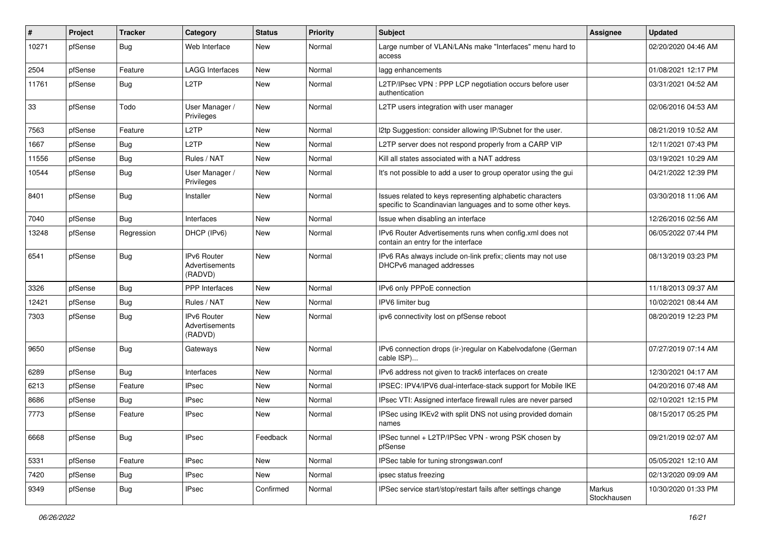| # | Project | Tracker | Category | Status | Priority | Subject | Assignee | Updated |
|---|---|---|---|---|---|---|---|---|
| 10271 | pfSense | Bug | Web Interface | New | Normal | Large number of VLAN/LANs make "Interfaces" menu hard to access | | 02/20/2020 04:46 AM |
| 2504 | pfSense | Feature | LAGG Interfaces | New | Normal | lagg enhancements | | 01/08/2021 12:17 PM |
| 11761 | pfSense | Bug | L2TP | New | Normal | L2TP/IPsec VPN : PPP LCP negotiation occurs before user authentication | | 03/31/2021 04:52 AM |
| 33 | pfSense | Todo | User Manager / Privileges | New | Normal | L2TP users integration with user manager | | 02/06/2016 04:53 AM |
| 7563 | pfSense | Feature | L2TP | New | Normal | l2tp Suggestion: consider allowing IP/Subnet for the user. | | 08/21/2019 10:52 AM |
| 1667 | pfSense | Bug | L2TP | New | Normal | L2TP server does not respond properly from a CARP VIP | | 12/11/2021 07:43 PM |
| 11556 | pfSense | Bug | Rules / NAT | New | Normal | Kill all states associated with a NAT address | | 03/19/2021 10:29 AM |
| 10544 | pfSense | Bug | User Manager / Privileges | New | Normal | It's not possible to add a user to group operator using the gui | | 04/21/2022 12:39 PM |
| 8401 | pfSense | Bug | Installer | New | Normal | Issues related to keys representing alphabetic characters specific to Scandinavian languages and to some other keys. | | 03/30/2018 11:06 AM |
| 7040 | pfSense | Bug | Interfaces | New | Normal | Issue when disabling an interface | | 12/26/2016 02:56 AM |
| 13248 | pfSense | Regression | DHCP (IPv6) | New | Normal | IPv6 Router Advertisements runs when config.xml does not contain an entry for the interface | | 06/05/2022 07:44 PM |
| 6541 | pfSense | Bug | IPv6 Router Advertisements (RADVD) | New | Normal | IPv6 RAs always include on-link prefix; clients may not use DHCPv6 managed addresses | | 08/13/2019 03:23 PM |
| 3326 | pfSense | Bug | PPP Interfaces | New | Normal | IPv6 only PPPoE connection | | 11/18/2013 09:37 AM |
| 12421 | pfSense | Bug | Rules / NAT | New | Normal | IPV6 limiter bug | | 10/02/2021 08:44 AM |
| 7303 | pfSense | Bug | IPv6 Router Advertisements (RADVD) | New | Normal | ipv6 connectivity lost on pfSense reboot | | 08/20/2019 12:23 PM |
| 9650 | pfSense | Bug | Gateways | New | Normal | IPv6 connection drops (ir-)regular on Kabelvodafone (German cable ISP)... | | 07/27/2019 07:14 AM |
| 6289 | pfSense | Bug | Interfaces | New | Normal | IPv6 address not given to track6 interfaces on create | | 12/30/2021 04:17 AM |
| 6213 | pfSense | Feature | IPsec | New | Normal | IPSEC: IPV4/IPV6 dual-interface-stack support for Mobile IKE | | 04/20/2016 07:48 AM |
| 8686 | pfSense | Bug | IPsec | New | Normal | IPsec VTI: Assigned interface firewall rules are never parsed | | 02/10/2021 12:15 PM |
| 7773 | pfSense | Feature | IPsec | New | Normal | IPSec using IKEv2 with split DNS not using provided domain names | | 08/15/2017 05:25 PM |
| 6668 | pfSense | Bug | IPsec | Feedback | Normal | IPSec tunnel + L2TP/IPSec VPN - wrong PSK chosen by pfSense | | 09/21/2019 02:07 AM |
| 5331 | pfSense | Feature | IPsec | New | Normal | IPSec table for tuning strongswan.conf | | 05/05/2021 12:10 AM |
| 7420 | pfSense | Bug | IPsec | New | Normal | ipsec status freezing | | 02/13/2020 09:09 AM |
| 9349 | pfSense | Bug | IPsec | Confirmed | Normal | IPSec service start/stop/restart fails after settings change | Markus Stockhausen | 10/30/2020 01:33 PM |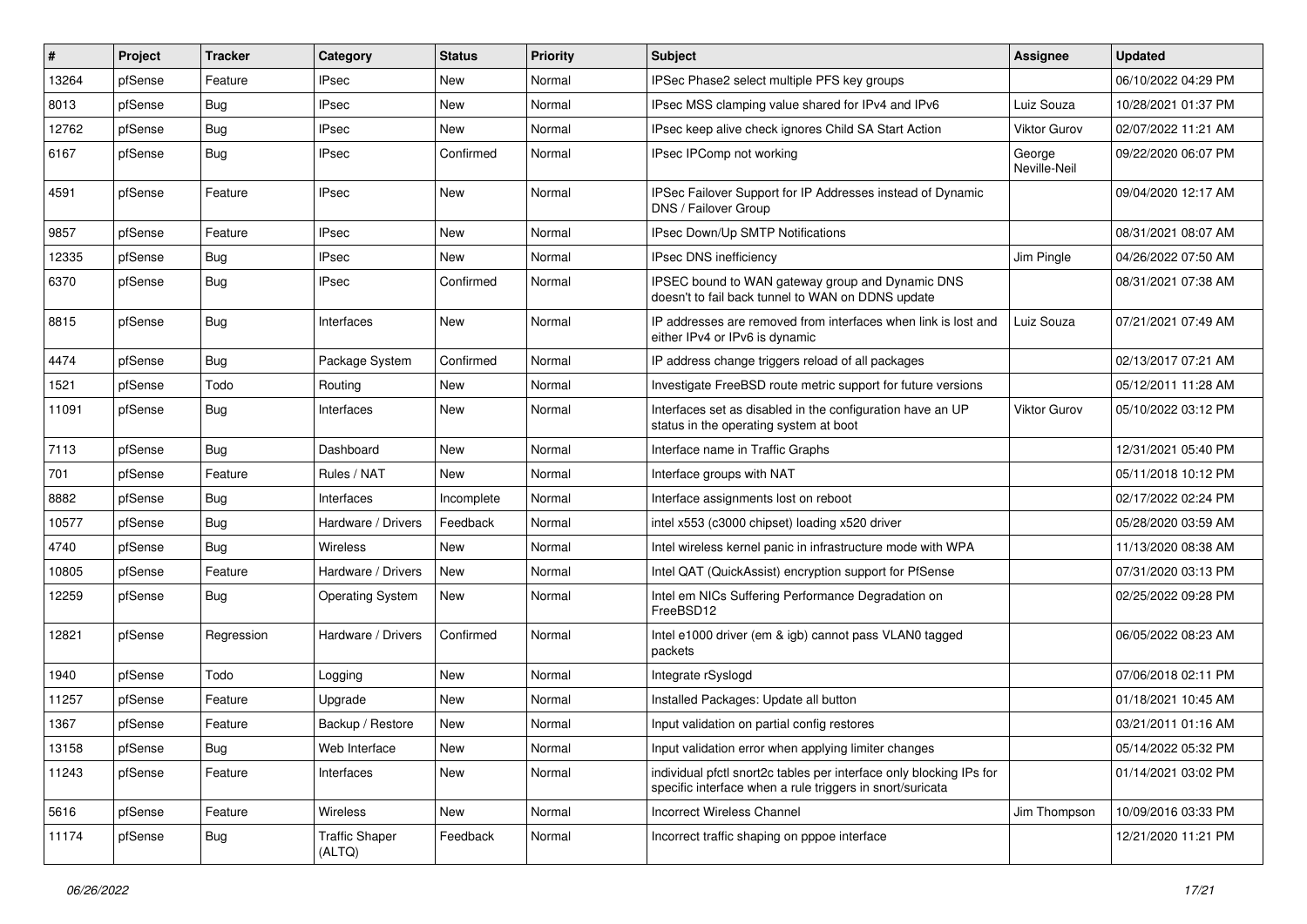| # | Project | Tracker | Category | Status | Priority | Subject | Assignee | Updated |
|---|---|---|---|---|---|---|---|---|
| 13264 | pfSense | Feature | IPsec | New | Normal | IPSec Phase2 select multiple PFS key groups | | 06/10/2022 04:29 PM |
| 8013 | pfSense | Bug | IPsec | New | Normal | IPsec MSS clamping value shared for IPv4 and IPv6 | Luiz Souza | 10/28/2021 01:37 PM |
| 12762 | pfSense | Bug | IPsec | New | Normal | IPsec keep alive check ignores Child SA Start Action | Viktor Gurov | 02/07/2022 11:21 AM |
| 6167 | pfSense | Bug | IPsec | Confirmed | Normal | IPsec IPComp not working | George Neville-Neil | 09/22/2020 06:07 PM |
| 4591 | pfSense | Feature | IPsec | New | Normal | IPSec Failover Support for IP Addresses instead of Dynamic DNS / Failover Group | | 09/04/2020 12:17 AM |
| 9857 | pfSense | Feature | IPsec | New | Normal | IPsec Down/Up SMTP Notifications | | 08/31/2021 08:07 AM |
| 12335 | pfSense | Bug | IPsec | New | Normal | IPsec DNS inefficiency | Jim Pingle | 04/26/2022 07:50 AM |
| 6370 | pfSense | Bug | IPsec | Confirmed | Normal | IPSEC bound to WAN gateway group and Dynamic DNS doesn't to fail back tunnel to WAN on DDNS update | | 08/31/2021 07:38 AM |
| 8815 | pfSense | Bug | Interfaces | New | Normal | IP addresses are removed from interfaces when link is lost and either IPv4 or IPv6 is dynamic | Luiz Souza | 07/21/2021 07:49 AM |
| 4474 | pfSense | Bug | Package System | Confirmed | Normal | IP address change triggers reload of all packages | | 02/13/2017 07:21 AM |
| 1521 | pfSense | Todo | Routing | New | Normal | Investigate FreeBSD route metric support for future versions | | 05/12/2011 11:28 AM |
| 11091 | pfSense | Bug | Interfaces | New | Normal | Interfaces set as disabled in the configuration have an UP status in the operating system at boot | Viktor Gurov | 05/10/2022 03:12 PM |
| 7113 | pfSense | Bug | Dashboard | New | Normal | Interface name in Traffic Graphs | | 12/31/2021 05:40 PM |
| 701 | pfSense | Feature | Rules / NAT | New | Normal | Interface groups with NAT | | 05/11/2018 10:12 PM |
| 8882 | pfSense | Bug | Interfaces | Incomplete | Normal | Interface assignments lost on reboot | | 02/17/2022 02:24 PM |
| 10577 | pfSense | Bug | Hardware / Drivers | Feedback | Normal | intel x553 (c3000 chipset) loading x520 driver | | 05/28/2020 03:59 AM |
| 4740 | pfSense | Bug | Wireless | New | Normal | Intel wireless kernel panic in infrastructure mode with WPA | | 11/13/2020 08:38 AM |
| 10805 | pfSense | Feature | Hardware / Drivers | New | Normal | Intel QAT (QuickAssist) encryption support for PfSense | | 07/31/2020 03:13 PM |
| 12259 | pfSense | Bug | Operating System | New | Normal | Intel em NICs Suffering Performance Degradation on FreeBSD12 | | 02/25/2022 09:28 PM |
| 12821 | pfSense | Regression | Hardware / Drivers | Confirmed | Normal | Intel e1000 driver (em & igb) cannot pass VLAN0 tagged packets | | 06/05/2022 08:23 AM |
| 1940 | pfSense | Todo | Logging | New | Normal | Integrate rSyslogd | | 07/06/2018 02:11 PM |
| 11257 | pfSense | Feature | Upgrade | New | Normal | Installed Packages: Update all button | | 01/18/2021 10:45 AM |
| 1367 | pfSense | Feature | Backup / Restore | New | Normal | Input validation on partial config restores | | 03/21/2011 01:16 AM |
| 13158 | pfSense | Bug | Web Interface | New | Normal | Input validation error when applying limiter changes | | 05/14/2022 05:32 PM |
| 11243 | pfSense | Feature | Interfaces | New | Normal | individual pfctl snort2c tables per interface only blocking IPs for specific interface when a rule triggers in snort/suricata | | 01/14/2021 03:02 PM |
| 5616 | pfSense | Feature | Wireless | New | Normal | Incorrect Wireless Channel | Jim Thompson | 10/09/2016 03:33 PM |
| 11174 | pfSense | Bug | Traffic Shaper (ALTQ) | Feedback | Normal | Incorrect traffic shaping on pppoe interface | | 12/21/2020 11:21 PM |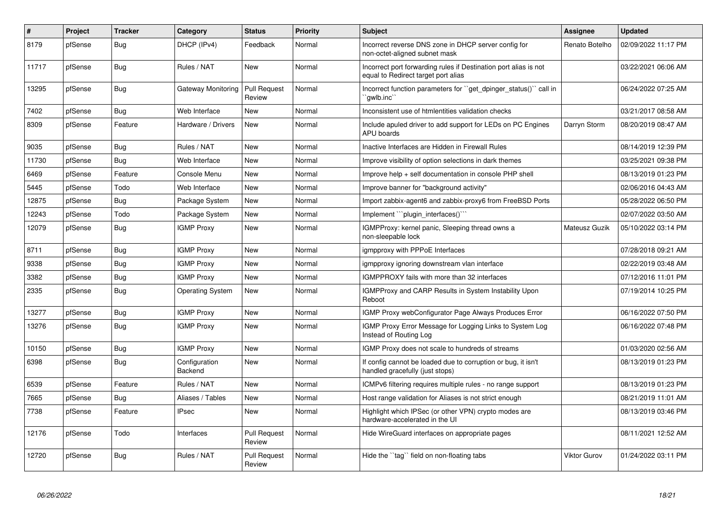| # | Project | Tracker | Category | Status | Priority | Subject | Assignee | Updated |
|---|---|---|---|---|---|---|---|---|
| 8179 | pfSense | Bug | DHCP (IPv4) | Feedback | Normal | Incorrect reverse DNS zone in DHCP server config for non-octet-aligned subnet mask | Renato Botelho | 02/09/2022 11:17 PM |
| 11717 | pfSense | Bug | Rules / NAT | New | Normal | Incorrect port forwarding rules if Destination port alias is not equal to Redirect target port alias | | 03/22/2021 06:06 AM |
| 13295 | pfSense | Bug | Gateway Monitoring | Pull Request Review | Normal | Incorrect function parameters for ``get_dpinger_status()`` call in ``gwlb.inc`` | | 06/24/2022 07:25 AM |
| 7402 | pfSense | Bug | Web Interface | New | Normal | Inconsistent use of htmlentities validation checks | | 03/21/2017 08:58 AM |
| 8309 | pfSense | Feature | Hardware / Drivers | New | Normal | Include apuled driver to add support for LEDs on PC Engines APU boards | Darryn Storm | 08/20/2019 08:47 AM |
| 9035 | pfSense | Bug | Rules / NAT | New | Normal | Inactive Interfaces are Hidden in Firewall Rules | | 08/14/2019 12:39 PM |
| 11730 | pfSense | Bug | Web Interface | New | Normal | Improve visibility of option selections in dark themes | | 03/25/2021 09:38 PM |
| 6469 | pfSense | Feature | Console Menu | New | Normal | Improve help + self documentation in console PHP shell | | 08/13/2019 01:23 PM |
| 5445 | pfSense | Todo | Web Interface | New | Normal | Improve banner for "background activity" | | 02/06/2016 04:43 AM |
| 12875 | pfSense | Bug | Package System | New | Normal | Import zabbix-agent6 and zabbix-proxy6 from FreeBSD Ports | | 05/28/2022 06:50 PM |
| 12243 | pfSense | Todo | Package System | New | Normal | Implement ```plugin_interfaces()``` | | 02/07/2022 03:50 AM |
| 12079 | pfSense | Bug | IGMP Proxy | New | Normal | IGMPProxy: kernel panic, Sleeping thread owns a non-sleepable lock | Mateusz Guzik | 05/10/2022 03:14 PM |
| 8711 | pfSense | Bug | IGMP Proxy | New | Normal | igmpproxy with PPPoE Interfaces | | 07/28/2018 09:21 AM |
| 9338 | pfSense | Bug | IGMP Proxy | New | Normal | igmpproxy ignoring downstream vlan interface | | 02/22/2019 03:48 AM |
| 3382 | pfSense | Bug | IGMP Proxy | New | Normal | IGMPPROXY fails with more than 32 interfaces | | 07/12/2016 11:01 PM |
| 2335 | pfSense | Bug | Operating System | New | Normal | IGMPProxy and CARP Results in System Instability Upon Reboot | | 07/19/2014 10:25 PM |
| 13277 | pfSense | Bug | IGMP Proxy | New | Normal | IGMP Proxy webConfigurator Page Always Produces Error | | 06/16/2022 07:50 PM |
| 13276 | pfSense | Bug | IGMP Proxy | New | Normal | IGMP Proxy Error Message for Logging Links to System Log Instead of Routing Log | | 06/16/2022 07:48 PM |
| 10150 | pfSense | Bug | IGMP Proxy | New | Normal | IGMP Proxy does not scale to hundreds of streams | | 01/03/2020 02:56 AM |
| 6398 | pfSense | Bug | Configuration Backend | New | Normal | If config cannot be loaded due to corruption or bug, it isn't handled gracefully (just stops) | | 08/13/2019 01:23 PM |
| 6539 | pfSense | Feature | Rules / NAT | New | Normal | ICMPv6 filtering requires multiple rules - no range support | | 08/13/2019 01:23 PM |
| 7665 | pfSense | Bug | Aliases / Tables | New | Normal | Host range validation for Aliases is not strict enough | | 08/21/2019 11:01 AM |
| 7738 | pfSense | Feature | IPsec | New | Normal | Highlight which IPSec (or other VPN) crypto modes are hardware-accelerated in the UI | | 08/13/2019 03:46 PM |
| 12176 | pfSense | Todo | Interfaces | Pull Request Review | Normal | Hide WireGuard interfaces on appropriate pages | | 08/11/2021 12:52 AM |
| 12720 | pfSense | Bug | Rules / NAT | Pull Request Review | Normal | Hide the ``tag`` field on non-floating tabs | Viktor Gurov | 01/24/2022 03:11 PM |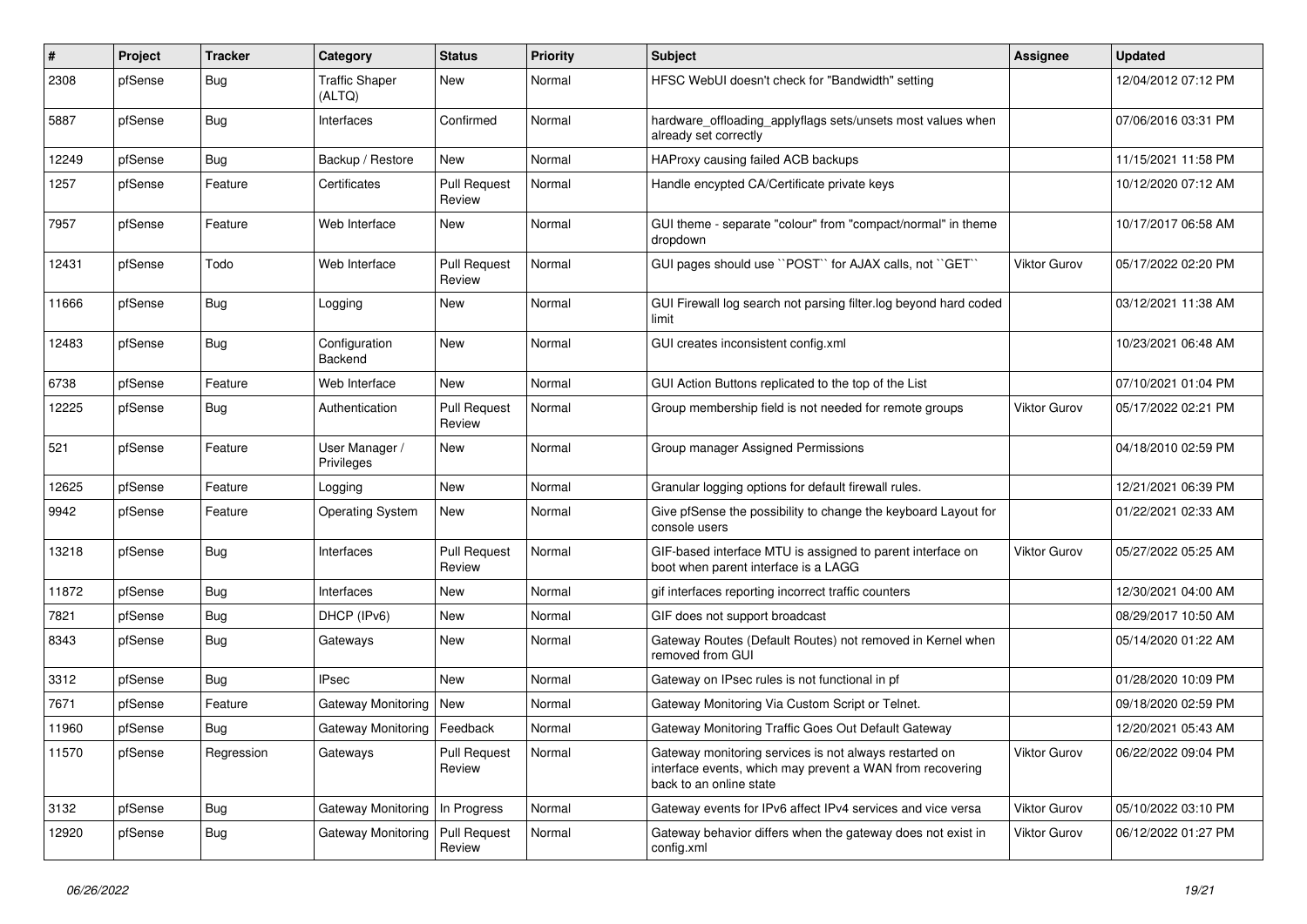| # | Project | Tracker | Category | Status | Priority | Subject | Assignee | Updated |
|---|---|---|---|---|---|---|---|---|
| 2308 | pfSense | Bug | Traffic Shaper (ALTQ) | New | Normal | HFSC WebUI doesn't check for "Bandwidth" setting | | 12/04/2012 07:12 PM |
| 5887 | pfSense | Bug | Interfaces | Confirmed | Normal | hardware_offloading_applyflags sets/unsets most values when already set correctly | | 07/06/2016 03:31 PM |
| 12249 | pfSense | Bug | Backup / Restore | New | Normal | HAProxy causing failed ACB backups | | 11/15/2021 11:58 PM |
| 1257 | pfSense | Feature | Certificates | Pull Request Review | Normal | Handle encypted CA/Certificate private keys | | 10/12/2020 07:12 AM |
| 7957 | pfSense | Feature | Web Interface | New | Normal | GUI theme - separate "colour" from "compact/normal" in theme dropdown | | 10/17/2017 06:58 AM |
| 12431 | pfSense | Todo | Web Interface | Pull Request Review | Normal | GUI pages should use ``POST`` for AJAX calls, not ``GET`` | Viktor Gurov | 05/17/2022 02:20 PM |
| 11666 | pfSense | Bug | Logging | New | Normal | GUI Firewall log search not parsing filter.log beyond hard coded limit | | 03/12/2021 11:38 AM |
| 12483 | pfSense | Bug | Configuration Backend | New | Normal | GUI creates inconsistent config.xml | | 10/23/2021 06:48 AM |
| 6738 | pfSense | Feature | Web Interface | New | Normal | GUI Action Buttons replicated to the top of the List | | 07/10/2021 01:04 PM |
| 12225 | pfSense | Bug | Authentication | Pull Request Review | Normal | Group membership field is not needed for remote groups | Viktor Gurov | 05/17/2022 02:21 PM |
| 521 | pfSense | Feature | User Manager / Privileges | New | Normal | Group manager Assigned Permissions | | 04/18/2010 02:59 PM |
| 12625 | pfSense | Feature | Logging | New | Normal | Granular logging options for default firewall rules. | | 12/21/2021 06:39 PM |
| 9942 | pfSense | Feature | Operating System | New | Normal | Give pfSense the possibility to change the keyboard Layout for console users | | 01/22/2021 02:33 AM |
| 13218 | pfSense | Bug | Interfaces | Pull Request Review | Normal | GIF-based interface MTU is assigned to parent interface on boot when parent interface is a LAGG | Viktor Gurov | 05/27/2022 05:25 AM |
| 11872 | pfSense | Bug | Interfaces | New | Normal | gif interfaces reporting incorrect traffic counters | | 12/30/2021 04:00 AM |
| 7821 | pfSense | Bug | DHCP (IPv6) | New | Normal | GIF does not support broadcast | | 08/29/2017 10:50 AM |
| 8343 | pfSense | Bug | Gateways | New | Normal | Gateway Routes (Default Routes) not removed in Kernel when removed from GUI | | 05/14/2020 01:22 AM |
| 3312 | pfSense | Bug | IPsec | New | Normal | Gateway on IPsec rules is not functional in pf | | 01/28/2020 10:09 PM |
| 7671 | pfSense | Feature | Gateway Monitoring | New | Normal | Gateway Monitoring Via Custom Script or Telnet. | | 09/18/2020 02:59 PM |
| 11960 | pfSense | Bug | Gateway Monitoring | Feedback | Normal | Gateway Monitoring Traffic Goes Out Default Gateway | | 12/20/2021 05:43 AM |
| 11570 | pfSense | Regression | Gateways | Pull Request Review | Normal | Gateway monitoring services is not always restarted on interface events, which may prevent a WAN from recovering back to an online state | Viktor Gurov | 06/22/2022 09:04 PM |
| 3132 | pfSense | Bug | Gateway Monitoring | In Progress | Normal | Gateway events for IPv6 affect IPv4 services and vice versa | Viktor Gurov | 05/10/2022 03:10 PM |
| 12920 | pfSense | Bug | Gateway Monitoring | Pull Request Review | Normal | Gateway behavior differs when the gateway does not exist in config.xml | Viktor Gurov | 06/12/2022 01:27 PM |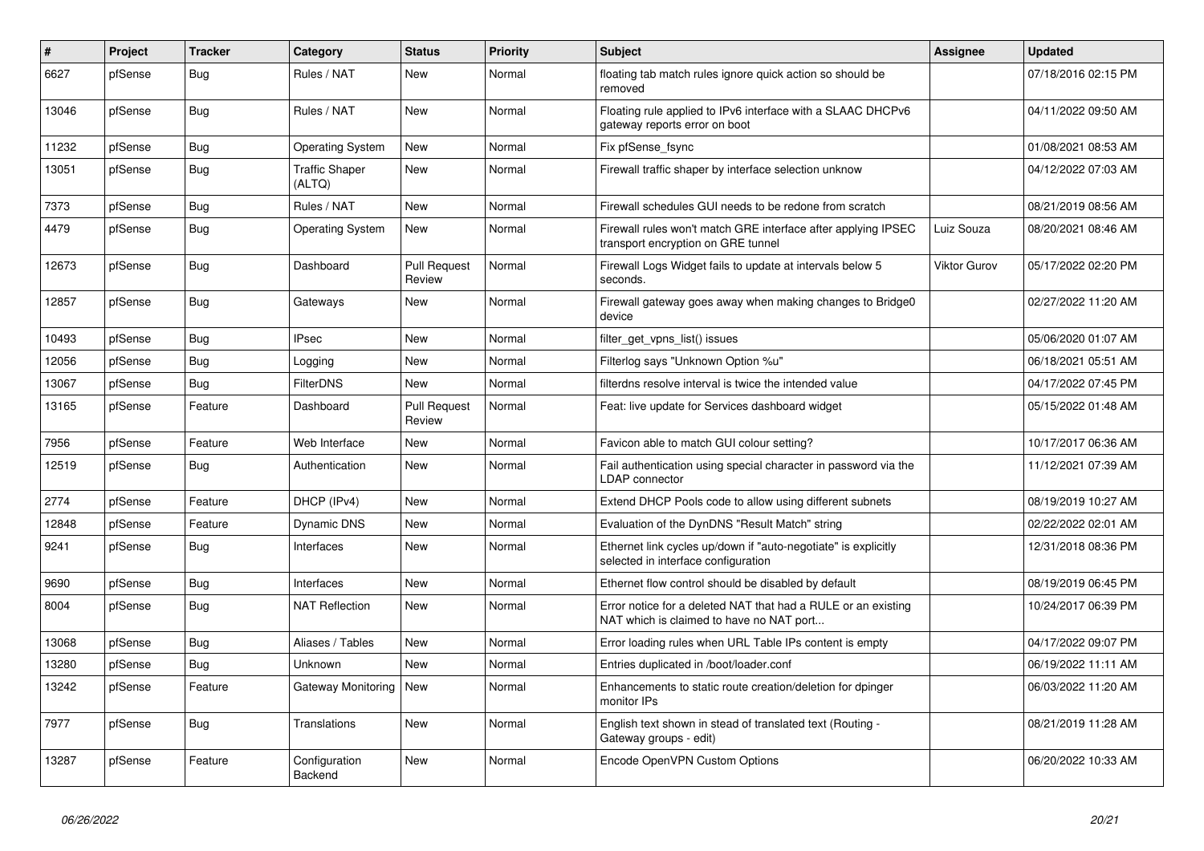| # | Project | Tracker | Category | Status | Priority | Subject | Assignee | Updated |
|---|---|---|---|---|---|---|---|---|
| 6627 | pfSense | Bug | Rules / NAT | New | Normal | floating tab match rules ignore quick action so should be removed | | 07/18/2016 02:15 PM |
| 13046 | pfSense | Bug | Rules / NAT | New | Normal | Floating rule applied to IPv6 interface with a SLAAC DHCPv6 gateway reports error on boot | | 04/11/2022 09:50 AM |
| 11232 | pfSense | Bug | Operating System | New | Normal | Fix pfSense_fsync | | 01/08/2021 08:53 AM |
| 13051 | pfSense | Bug | Traffic Shaper (ALTQ) | New | Normal | Firewall traffic shaper by interface selection unknow | | 04/12/2022 07:03 AM |
| 7373 | pfSense | Bug | Rules / NAT | New | Normal | Firewall schedules GUI needs to be redone from scratch | | 08/21/2019 08:56 AM |
| 4479 | pfSense | Bug | Operating System | New | Normal | Firewall rules won't match GRE interface after applying IPSEC transport encryption on GRE tunnel | Luiz Souza | 08/20/2021 08:46 AM |
| 12673 | pfSense | Bug | Dashboard | Pull Request Review | Normal | Firewall Logs Widget fails to update at intervals below 5 seconds. | Viktor Gurov | 05/17/2022 02:20 PM |
| 12857 | pfSense | Bug | Gateways | New | Normal | Firewall gateway goes away when making changes to Bridge0 device | | 02/27/2022 11:20 AM |
| 10493 | pfSense | Bug | IPsec | New | Normal | filter_get_vpns_list() issues | | 05/06/2020 01:07 AM |
| 12056 | pfSense | Bug | Logging | New | Normal | Filterlog says "Unknown Option %u" | | 06/18/2021 05:51 AM |
| 13067 | pfSense | Bug | FilterDNS | New | Normal | filterdns resolve interval is twice the intended value | | 04/17/2022 07:45 PM |
| 13165 | pfSense | Feature | Dashboard | Pull Request Review | Normal | Feat: live update for Services dashboard widget | | 05/15/2022 01:48 AM |
| 7956 | pfSense | Feature | Web Interface | New | Normal | Favicon able to match GUI colour setting? | | 10/17/2017 06:36 AM |
| 12519 | pfSense | Bug | Authentication | New | Normal | Fail authentication using special character in password via the LDAP connector | | 11/12/2021 07:39 AM |
| 2774 | pfSense | Feature | DHCP (IPv4) | New | Normal | Extend DHCP Pools code to allow using different subnets | | 08/19/2019 10:27 AM |
| 12848 | pfSense | Feature | Dynamic DNS | New | Normal | Evaluation of the DynDNS "Result Match" string | | 02/22/2022 02:01 AM |
| 9241 | pfSense | Bug | Interfaces | New | Normal | Ethernet link cycles up/down if "auto-negotiate" is explicitly selected in interface configuration | | 12/31/2018 08:36 PM |
| 9690 | pfSense | Bug | Interfaces | New | Normal | Ethernet flow control should be disabled by default | | 08/19/2019 06:45 PM |
| 8004 | pfSense | Bug | NAT Reflection | New | Normal | Error notice for a deleted NAT that had a RULE or an existing NAT which is claimed to have no NAT port... | | 10/24/2017 06:39 PM |
| 13068 | pfSense | Bug | Aliases / Tables | New | Normal | Error loading rules when URL Table IPs content is empty | | 04/17/2022 09:07 PM |
| 13280 | pfSense | Bug | Unknown | New | Normal | Entries duplicated in /boot/loader.conf | | 06/19/2022 11:11 AM |
| 13242 | pfSense | Feature | Gateway Monitoring | New | Normal | Enhancements to static route creation/deletion for dpinger monitor IPs | | 06/03/2022 11:20 AM |
| 7977 | pfSense | Bug | Translations | New | Normal | English text shown in stead of translated text (Routing - Gateway groups - edit) | | 08/21/2019 11:28 AM |
| 13287 | pfSense | Feature | Configuration Backend | New | Normal | Encode OpenVPN Custom Options | | 06/20/2022 10:33 AM |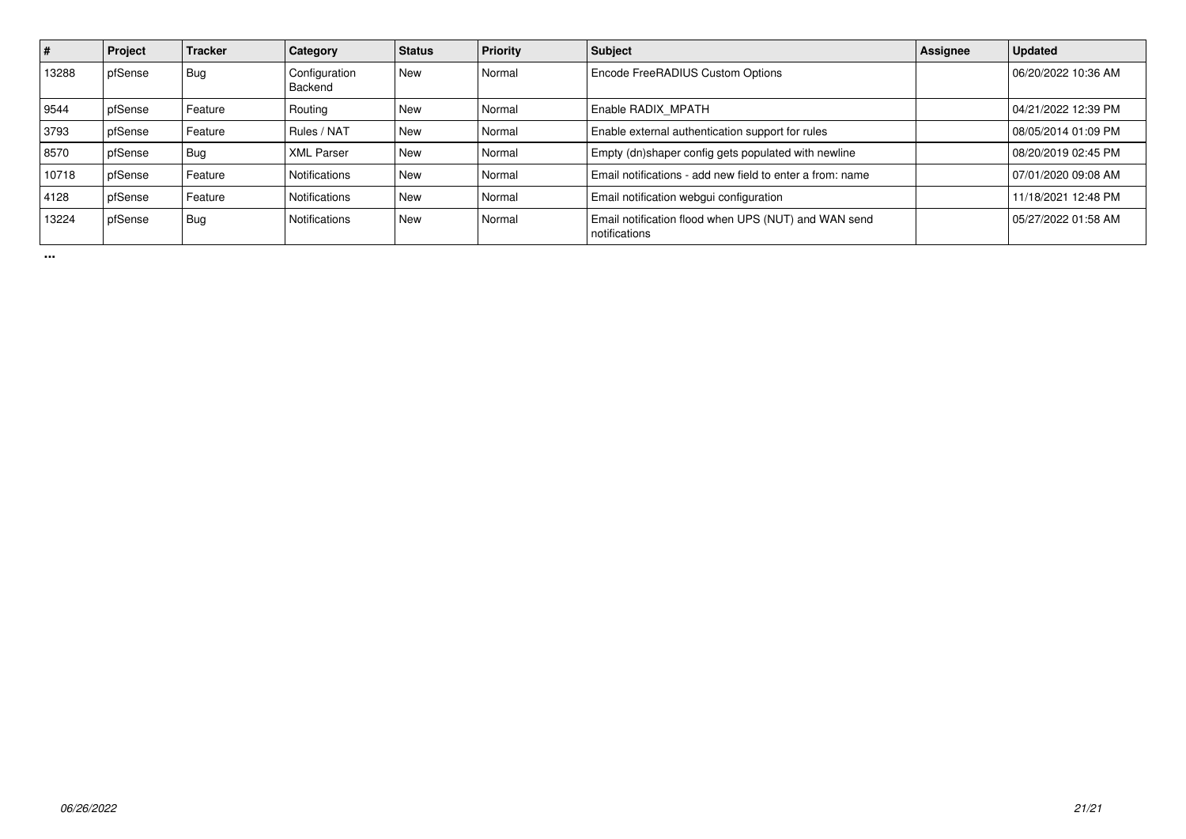| # | Project | Tracker | Category | Status | Priority | Subject | Assignee | Updated |
|---|---|---|---|---|---|---|---|---|
| 13288 | pfSense | Bug | Configuration Backend | New | Normal | Encode FreeRADIUS Custom Options | | 06/20/2022 10:36 AM |
| 9544 | pfSense | Feature | Routing | New | Normal | Enable RADIX_MPATH | | 04/21/2022 12:39 PM |
| 3793 | pfSense | Feature | Rules / NAT | New | Normal | Enable external authentication support for rules | | 08/05/2014 01:09 PM |
| 8570 | pfSense | Bug | XML Parser | New | Normal | Empty (dn)shaper config gets populated with newline | | 08/20/2019 02:45 PM |
| 10718 | pfSense | Feature | Notifications | New | Normal | Email notifications - add new field to enter a from: name | | 07/01/2020 09:08 AM |
| 4128 | pfSense | Feature | Notifications | New | Normal | Email notification webgui configuration | | 11/18/2021 12:48 PM |
| 13224 | pfSense | Bug | Notifications | New | Normal | Email notification flood when UPS (NUT) and WAN send notifications | | 05/27/2022 01:58 AM |

...